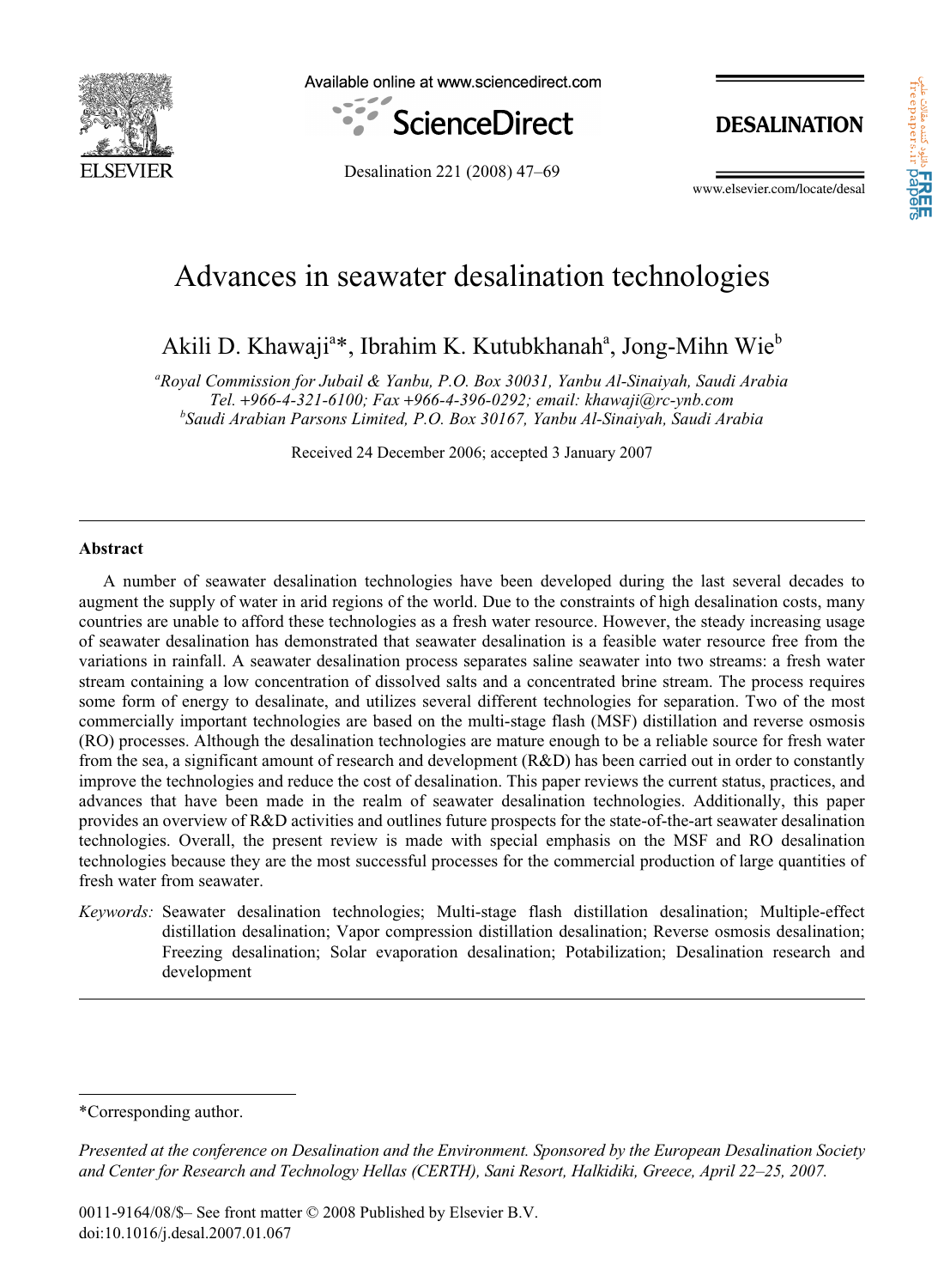# Advances in seawater desalination technologies

Akili D. Khawaji[a]*, Ibrahim K. Kutubkhanah[a], Jong-Mihn Wie[b]

[a]*Royal Commission for Jubail & Yanbu, P.O. Box 30031, Yanbu Al-Sinaiyah, Saudi Arabia*
*Tel. +966-4-321-6100; Fax +966-4-396-0292; email: khawaji@rc-ynb.com*
[b]*Saudi Arabian Parsons Limited, P.O. Box 30167, Yanbu Al-Sinaiyah, Saudi Arabia*

Received 24 December 2006; accepted 3 January 2007

---

## Abstract

A number of seawater desalination technologies have been developed during the last several decades to augment the supply of water in arid regions of the world. Due to the constraints of high desalination costs, many countries are unable to afford these technologies as a fresh water resource. However, the steady increasing usage of seawater desalination has demonstrated that seawater desalination is a feasible water resource free from the variations in rainfall. A seawater desalination process separates saline seawater into two streams: a fresh water stream containing a low concentration of dissolved salts and a concentrated brine stream. The process requires some form of energy to desalinate, and utilizes several different technologies for separation. Two of the most commercially important technologies are based on the multi-stage flash (MSF) distillation and reverse osmosis (RO) processes. Although the desalination technologies are mature enough to be a reliable source for fresh water from the sea, a significant amount of research and development (R&D) has been carried out in order to constantly improve the technologies and reduce the cost of desalination. This paper reviews the current status, practices, and advances that have been made in the realm of seawater desalination technologies. Additionally, this paper provides an overview of R&D activities and outlines future prospects for the state-of-the-art seawater desalination technologies. Overall, the present review is made with special emphasis on the MSF and RO desalination technologies because they are the most successful processes for the commercial production of large quantities of fresh water from seawater.

*Keywords:* Seawater desalination technologies; Multi-stage flash distillation desalination; Multiple-effect distillation desalination; Vapor compression distillation desalination; Reverse osmosis desalination; Freezing desalination; Solar evaporation desalination; Potabilization; Desalination research and development

---

*Corresponding author.

*Presented at the conference on Desalination and the Environment. Sponsored by the European Desalination Society and Center for Research and Technology Hellas (CERTH), Sani Resort, Halkidiki, Greece, April 22–25, 2007.*

0011-9164/08/$– See front matter © 2008 Published by Elsevier B.V.
doi:10.1016/j.desal.2007.01.067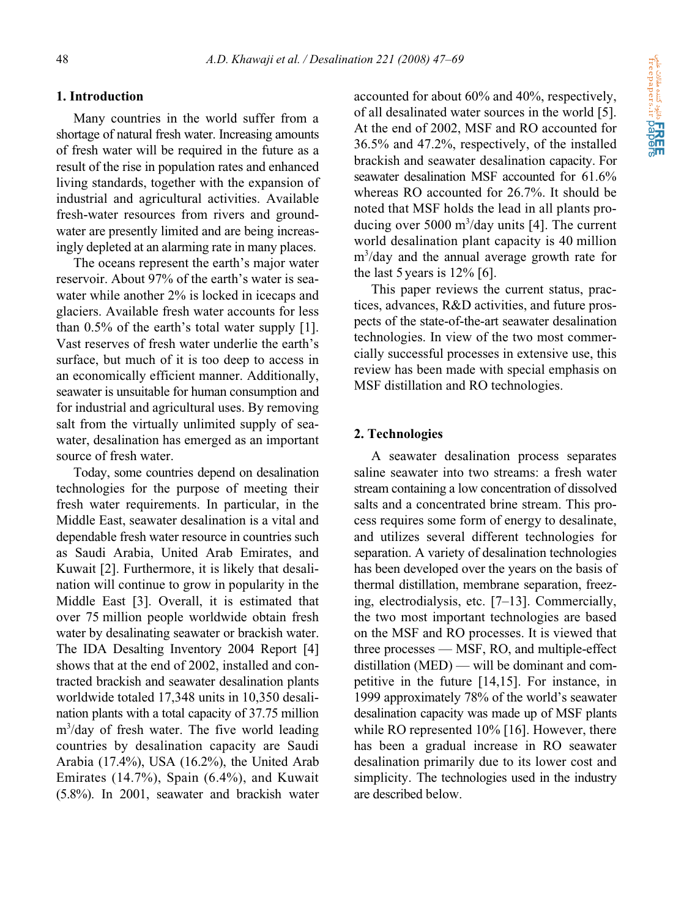## 1. Introduction

Many countries in the world suffer from a shortage of natural fresh water. Increasing amounts of fresh water will be required in the future as a result of the rise in population rates and enhanced living standards, together with the expansion of industrial and agricultural activities. Available fresh-water resources from rivers and groundwater are presently limited and are being increasingly depleted at an alarming rate in many places.

The oceans represent the earth's major water reservoir. About 97% of the earth's water is seawater while another 2% is locked in icecaps and glaciers. Available fresh water accounts for less than 0.5% of the earth's total water supply [1]. Vast reserves of fresh water underlie the earth's surface, but much of it is too deep to access in an economically efficient manner. Additionally, seawater is unsuitable for human consumption and for industrial and agricultural uses. By removing salt from the virtually unlimited supply of seawater, desalination has emerged as an important source of fresh water.

Today, some countries depend on desalination technologies for the purpose of meeting their fresh water requirements. In particular, in the Middle East, seawater desalination is a vital and dependable fresh water resource in countries such as Saudi Arabia, United Arab Emirates, and Kuwait [2]. Furthermore, it is likely that desalination will continue to grow in popularity in the Middle East [3]. Overall, it is estimated that over 75 million people worldwide obtain fresh water by desalinating seawater or brackish water. The IDA Desalting Inventory 2004 Report [4] shows that at the end of 2002, installed and contracted brackish and seawater desalination plants worldwide totaled 17,348 units in 10,350 desalination plants with a total capacity of 37.75 million $m^3$/day of fresh water. The five world leading countries by desalination capacity are Saudi Arabia (17.4%), USA (16.2%), the United Arab Emirates (14.7%), Spain (6.4%), and Kuwait (5.8%). In 2001, seawater and brackish water accounted for about 60% and 40%, respectively, of all desalinated water sources in the world [5]. At the end of 2002, MSF and RO accounted for 36.5% and 47.2%, respectively, of the installed brackish and seawater desalination capacity. For seawater desalination MSF accounted for 61.6% whereas RO accounted for 26.7%. It should be noted that MSF holds the lead in all plants producing over 5000 $m^3$/day units [4]. The current world desalination plant capacity is 40 million $m^3$/day and the annual average growth rate for the last 5 years is 12% [6].

This paper reviews the current status, practices, advances, R&D activities, and future prospects of the state-of-the-art seawater desalination technologies. In view of the two most commercially successful processes in extensive use, this review has been made with special emphasis on MSF distillation and RO technologies.

## 2. Technologies

A seawater desalination process separates saline seawater into two streams: a fresh water stream containing a low concentration of dissolved salts and a concentrated brine stream. This process requires some form of energy to desalinate, and utilizes several different technologies for separation. A variety of desalination technologies has been developed over the years on the basis of thermal distillation, membrane separation, freezing, electrodialysis, etc. [7–13]. Commercially, the two most important technologies are based on the MSF and RO processes. It is viewed that three processes — MSF, RO, and multiple-effect distillation (MED) — will be dominant and competitive in the future [14,15]. For instance, in 1999 approximately 78% of the world's seawater desalination capacity was made up of MSF plants while RO represented 10% [16]. However, there has been a gradual increase in RO seawater desalination primarily due to its lower cost and simplicity. The technologies used in the industry are described below.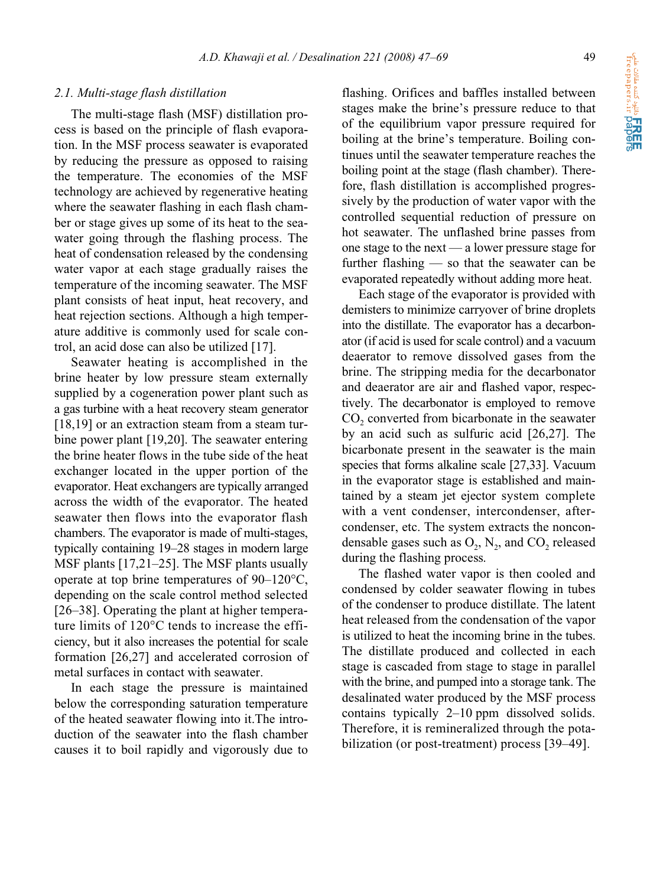### 2.1. Multi-stage flash distillation

The multi-stage flash (MSF) distillation process is based on the principle of flash evaporation. In the MSF process seawater is evaporated by reducing the pressure as opposed to raising the temperature. The economies of the MSF technology are achieved by regenerative heating where the seawater flashing in each flash chamber or stage gives up some of its heat to the seawater going through the flashing process. The heat of condensation released by the condensing water vapor at each stage gradually raises the temperature of the incoming seawater. The MSF plant consists of heat input, heat recovery, and heat rejection sections. Although a high temperature additive is commonly used for scale control, an acid dose can also be utilized [17].

Seawater heating is accomplished in the brine heater by low pressure steam externally supplied by a cogeneration power plant such as a gas turbine with a heat recovery steam generator [18,19] or an extraction steam from a steam turbine power plant [19,20]. The seawater entering the brine heater flows in the tube side of the heat exchanger located in the upper portion of the evaporator. Heat exchangers are typically arranged across the width of the evaporator. The heated seawater then flows into the evaporator flash chambers. The evaporator is made of multi-stages, typically containing 19–28 stages in modern large MSF plants [17,21–25]. The MSF plants usually operate at top brine temperatures of 90–120°C, depending on the scale control method selected [26–38]. Operating the plant at higher temperature limits of 120°C tends to increase the efficiency, but it also increases the potential for scale formation [26,27] and accelerated corrosion of metal surfaces in contact with seawater.

In each stage the pressure is maintained below the corresponding saturation temperature of the heated seawater flowing into it.The introduction of the seawater into the flash chamber causes it to boil rapidly and vigorously due to flashing. Orifices and baffles installed between stages make the brine's pressure reduce to that of the equilibrium vapor pressure required for boiling at the brine's temperature. Boiling continues until the seawater temperature reaches the boiling point at the stage (flash chamber). Therefore, flash distillation is accomplished progressively by the production of water vapor with the controlled sequential reduction of pressure on hot seawater. The unflashed brine passes from one stage to the next — a lower pressure stage for further flashing — so that the seawater can be evaporated repeatedly without adding more heat.

Each stage of the evaporator is provided with demisters to minimize carryover of brine droplets into the distillate. The evaporator has a decarbonator (if acid is used for scale control) and a vacuum deaerator to remove dissolved gases from the brine. The stripping media for the decarbonator and deaerator are air and flashed vapor, respectively. The decarbonator is employed to remove $CO_2$ converted from bicarbonate in the seawater by an acid such as sulfuric acid [26,27]. The bicarbonate present in the seawater is the main species that forms alkaline scale [27,33]. Vacuum in the evaporator stage is established and maintained by a steam jet ejector system complete with a vent condenser, intercondenser, aftercondenser, etc. The system extracts the noncondensable gases such as $O_2$, $N_2$, and $CO_2$ released during the flashing process.

The flashed water vapor is then cooled and condensed by colder seawater flowing in tubes of the condenser to produce distillate. The latent heat released from the condensation of the vapor is utilized to heat the incoming brine in the tubes. The distillate produced and collected in each stage is cascaded from stage to stage in parallel with the brine, and pumped into a storage tank. The desalinated water produced by the MSF process contains typically 2–10 ppm dissolved solids. Therefore, it is remineralized through the potabilization (or post-treatment) process [39–49].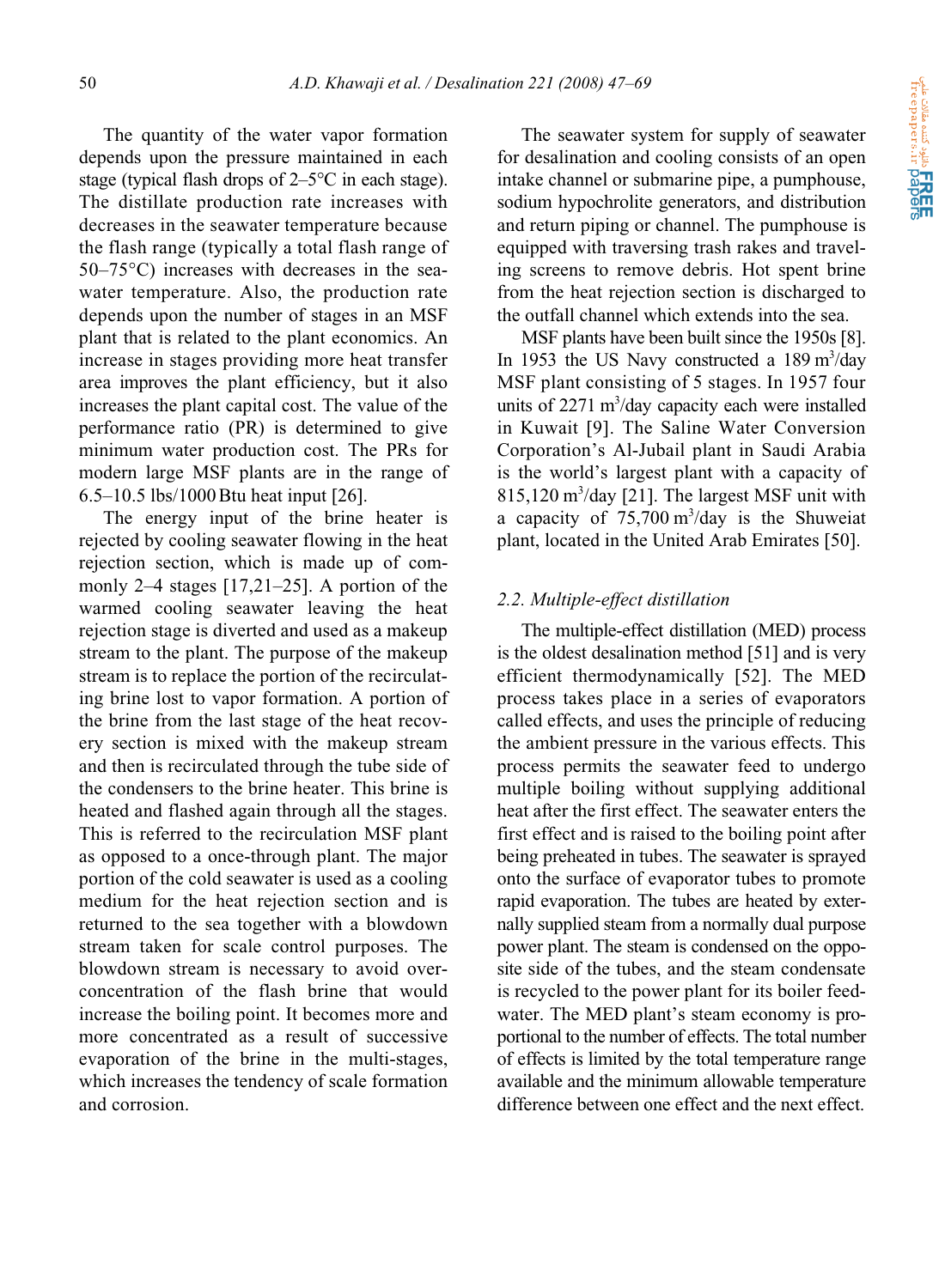The quantity of the water vapor formation depends upon the pressure maintained in each stage (typical flash drops of 2–5°C in each stage). The distillate production rate increases with decreases in the seawater temperature because the flash range (typically a total flash range of 50–75°C) increases with decreases in the seawater temperature. Also, the production rate depends upon the number of stages in an MSF plant that is related to the plant economics. An increase in stages providing more heat transfer area improves the plant efficiency, but it also increases the plant capital cost. The value of the performance ratio (PR) is determined to give minimum water production cost. The PRs for modern large MSF plants are in the range of 6.5–10.5 lbs/1000 Btu heat input [26].

The energy input of the brine heater is rejected by cooling seawater flowing in the heat rejection section, which is made up of commonly 2–4 stages [17,21–25]. A portion of the warmed cooling seawater leaving the heat rejection stage is diverted and used as a makeup stream to the plant. The purpose of the makeup stream is to replace the portion of the recirculating brine lost to vapor formation. A portion of the brine from the last stage of the heat recovery section is mixed with the makeup stream and then is recirculated through the tube side of the condensers to the brine heater. This brine is heated and flashed again through all the stages. This is referred to the recirculation MSF plant as opposed to a once-through plant. The major portion of the cold seawater is used as a cooling medium for the heat rejection section and is returned to the sea together with a blowdown stream taken for scale control purposes. The blowdown stream is necessary to avoid overconcentration of the flash brine that would increase the boiling point. It becomes more and more concentrated as a result of successive evaporation of the brine in the multi-stages, which increases the tendency of scale formation and corrosion.

The seawater system for supply of seawater for desalination and cooling consists of an open intake channel or submarine pipe, a pumphouse, sodium hypochrolite generators, and distribution and return piping or channel. The pumphouse is equipped with traversing trash rakes and traveling screens to remove debris. Hot spent brine from the heat rejection section is discharged to the outfall channel which extends into the sea.

MSF plants have been built since the 1950s [8]. In 1953 the US Navy constructed a 189 $m^3$/day MSF plant consisting of 5 stages. In 1957 four units of 2271 $m^3$/day capacity each were installed in Kuwait [9]. The Saline Water Conversion Corporation's Al-Jubail plant in Saudi Arabia is the world's largest plant with a capacity of 815,120 $m^3$/day [21]. The largest MSF unit with a capacity of 75,700 $m^3$/day is the Shuweiat plant, located in the United Arab Emirates [50].

### *2.2. Multiple-effect distillation*

The multiple-effect distillation (MED) process is the oldest desalination method [51] and is very efficient thermodynamically [52]. The MED process takes place in a series of evaporators called effects, and uses the principle of reducing the ambient pressure in the various effects. This process permits the seawater feed to undergo multiple boiling without supplying additional heat after the first effect. The seawater enters the first effect and is raised to the boiling point after being preheated in tubes. The seawater is sprayed onto the surface of evaporator tubes to promote rapid evaporation. The tubes are heated by externally supplied steam from a normally dual purpose power plant. The steam is condensed on the opposite side of the tubes, and the steam condensate is recycled to the power plant for its boiler feedwater. The MED plant's steam economy is proportional to the number of effects. The total number of effects is limited by the total temperature range available and the minimum allowable temperature difference between one effect and the next effect.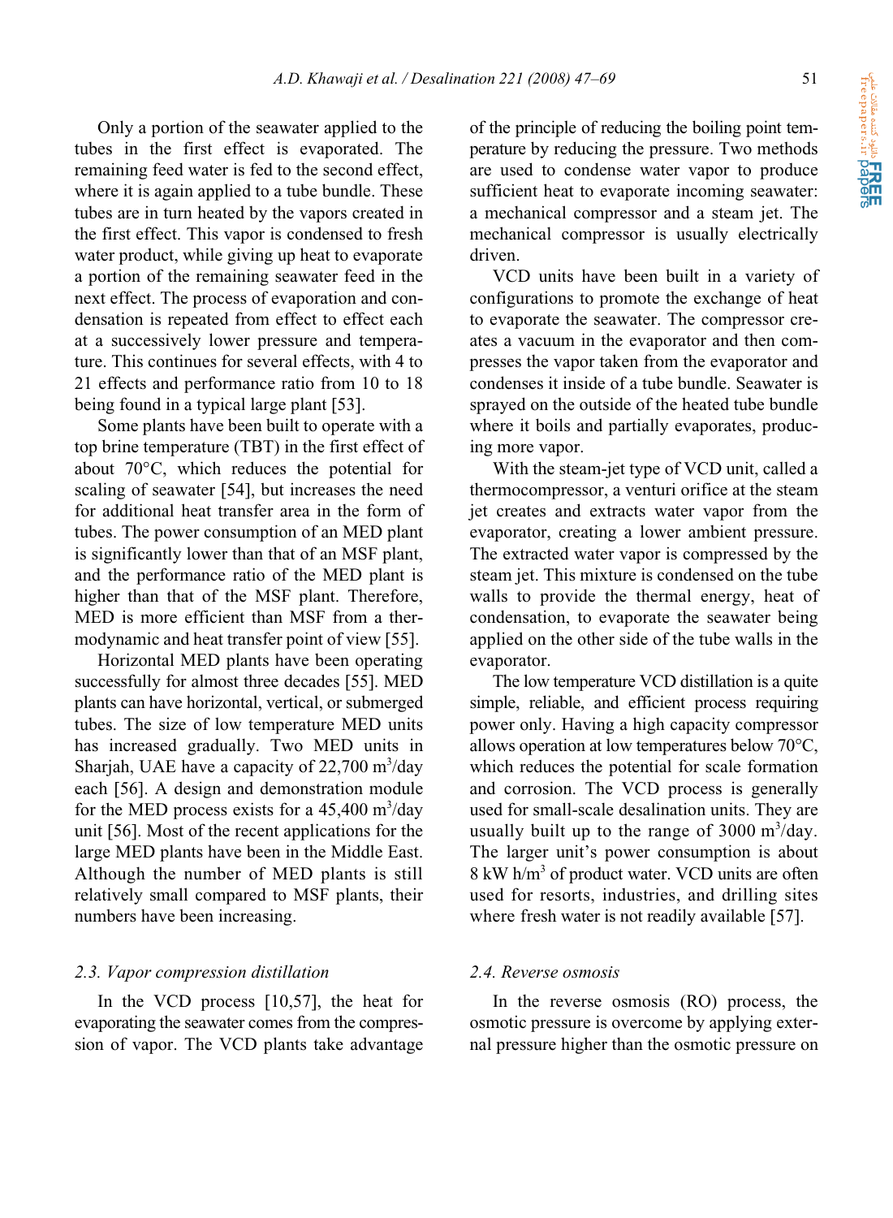Only a portion of the seawater applied to the tubes in the first effect is evaporated. The remaining feed water is fed to the second effect, where it is again applied to a tube bundle. These tubes are in turn heated by the vapors created in the first effect. This vapor is condensed to fresh water product, while giving up heat to evaporate a portion of the remaining seawater feed in the next effect. The process of evaporation and condensation is repeated from effect to effect each at a successively lower pressure and temperature. This continues for several effects, with 4 to 21 effects and performance ratio from 10 to 18 being found in a typical large plant [53].

Some plants have been built to operate with a top brine temperature (TBT) in the first effect of about 70°C, which reduces the potential for scaling of seawater [54], but increases the need for additional heat transfer area in the form of tubes. The power consumption of an MED plant is significantly lower than that of an MSF plant, and the performance ratio of the MED plant is higher than that of the MSF plant. Therefore, MED is more efficient than MSF from a thermodynamic and heat transfer point of view [55].

Horizontal MED plants have been operating successfully for almost three decades [55]. MED plants can have horizontal, vertical, or submerged tubes. The size of low temperature MED units has increased gradually. Two MED units in Sharjah, UAE have a capacity of 22,700 $m^3$/day each [56]. A design and demonstration module for the MED process exists for a 45,400 $m^3$/day unit [56]. Most of the recent applications for the large MED plants have been in the Middle East. Although the number of MED plants is still relatively small compared to MSF plants, their numbers have been increasing.

### *2.3. Vapor compression distillation*

In the VCD process [10,57], the heat for evaporating the seawater comes from the compression of vapor. The VCD plants take advantage of the principle of reducing the boiling point temperature by reducing the pressure. Two methods are used to condense water vapor to produce sufficient heat to evaporate incoming seawater: a mechanical compressor and a steam jet. The mechanical compressor is usually electrically driven.

VCD units have been built in a variety of configurations to promote the exchange of heat to evaporate the seawater. The compressor creates a vacuum in the evaporator and then compresses the vapor taken from the evaporator and condenses it inside of a tube bundle. Seawater is sprayed on the outside of the heated tube bundle where it boils and partially evaporates, producing more vapor.

With the steam-jet type of VCD unit, called a thermocompressor, a venturi orifice at the steam jet creates and extracts water vapor from the evaporator, creating a lower ambient pressure. The extracted water vapor is compressed by the steam jet. This mixture is condensed on the tube walls to provide the thermal energy, heat of condensation, to evaporate the seawater being applied on the other side of the tube walls in the evaporator.

The low temperature VCD distillation is a quite simple, reliable, and efficient process requiring power only. Having a high capacity compressor allows operation at low temperatures below 70°C, which reduces the potential for scale formation and corrosion. The VCD process is generally used for small-scale desalination units. They are usually built up to the range of 3000 $m^3$/day. The larger unit's power consumption is about 8 kW h/$m^3$ of product water. VCD units are often used for resorts, industries, and drilling sites where fresh water is not readily available [57].

### *2.4. Reverse osmosis*

In the reverse osmosis (RO) process, the osmotic pressure is overcome by applying external pressure higher than the osmotic pressure on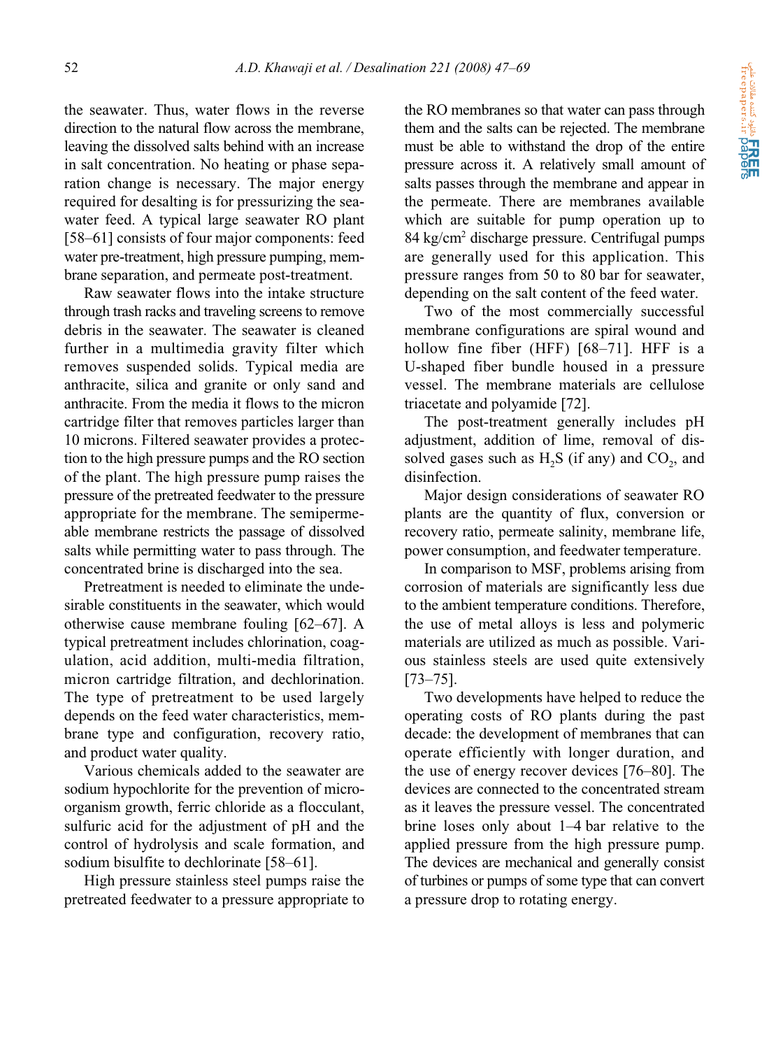the seawater. Thus, water flows in the reverse direction to the natural flow across the membrane, leaving the dissolved salts behind with an increase in salt concentration. No heating or phase separation change is necessary. The major energy required for desalting is for pressurizing the seawater feed. A typical large seawater RO plant [58–61] consists of four major components: feed water pre-treatment, high pressure pumping, membrane separation, and permeate post-treatment.

Raw seawater flows into the intake structure through trash racks and traveling screens to remove debris in the seawater. The seawater is cleaned further in a multimedia gravity filter which removes suspended solids. Typical media are anthracite, silica and granite or only sand and anthracite. From the media it flows to the micron cartridge filter that removes particles larger than 10 microns. Filtered seawater provides a protection to the high pressure pumps and the RO section of the plant. The high pressure pump raises the pressure of the pretreated feedwater to the pressure appropriate for the membrane. The semipermeable membrane restricts the passage of dissolved salts while permitting water to pass through. The concentrated brine is discharged into the sea.

Pretreatment is needed to eliminate the undesirable constituents in the seawater, which would otherwise cause membrane fouling [62–67]. A typical pretreatment includes chlorination, coagulation, acid addition, multi-media filtration, micron cartridge filtration, and dechlorination. The type of pretreatment to be used largely depends on the feed water characteristics, membrane type and configuration, recovery ratio, and product water quality.

Various chemicals added to the seawater are sodium hypochlorite for the prevention of microorganism growth, ferric chloride as a flocculant, sulfuric acid for the adjustment of pH and the control of hydrolysis and scale formation, and sodium bisulfite to dechlorinate [58–61].

High pressure stainless steel pumps raise the pretreated feedwater to a pressure appropriate to the RO membranes so that water can pass through them and the salts can be rejected. The membrane must be able to withstand the drop of the entire pressure across it. A relatively small amount of salts passes through the membrane and appear in the permeate. There are membranes available which are suitable for pump operation up to 84 $kg/cm^2$ discharge pressure. Centrifugal pumps are generally used for this application. This pressure ranges from 50 to 80 bar for seawater, depending on the salt content of the feed water.

Two of the most commercially successful membrane configurations are spiral wound and hollow fine fiber (HFF) [68–71]. HFF is a U-shaped fiber bundle housed in a pressure vessel. The membrane materials are cellulose triacetate and polyamide [72].

The post-treatment generally includes pH adjustment, addition of lime, removal of dissolved gases such as $H_2S$ (if any) and $CO_2$, and disinfection.

Major design considerations of seawater RO plants are the quantity of flux, conversion or recovery ratio, permeate salinity, membrane life, power consumption, and feedwater temperature.

In comparison to MSF, problems arising from corrosion of materials are significantly less due to the ambient temperature conditions. Therefore, the use of metal alloys is less and polymeric materials are utilized as much as possible. Various stainless steels are used quite extensively [73–75].

Two developments have helped to reduce the operating costs of RO plants during the past decade: the development of membranes that can operate efficiently with longer duration, and the use of energy recover devices [76–80]. The devices are connected to the concentrated stream as it leaves the pressure vessel. The concentrated brine loses only about 1–4 bar relative to the applied pressure from the high pressure pump. The devices are mechanical and generally consist of turbines or pumps of some type that can convert a pressure drop to rotating energy.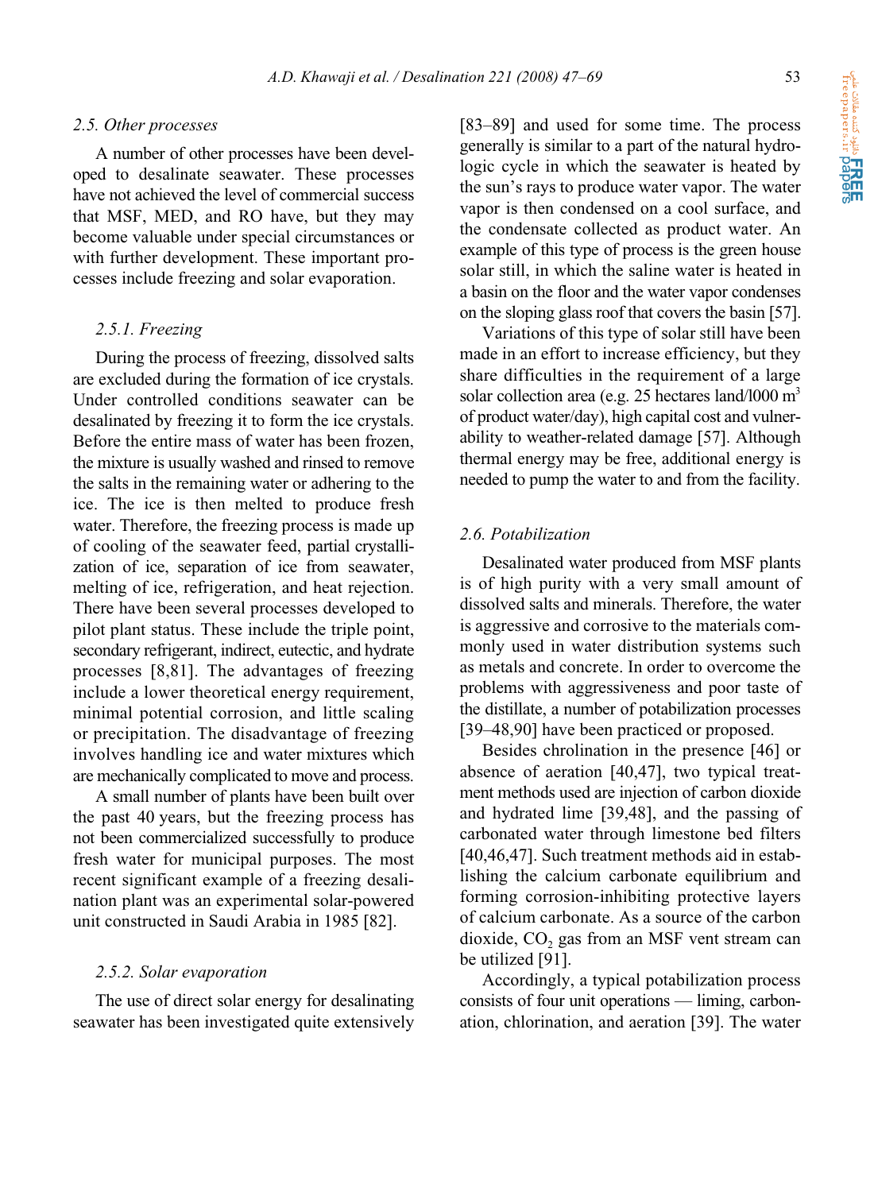### 2.5. Other processes

A number of other processes have been developed to desalinate seawater. These processes have not achieved the level of commercial success that MSF, MED, and RO have, but they may become valuable under special circumstances or with further development. These important processes include freezing and solar evaporation.

#### 2.5.1. Freezing

During the process of freezing, dissolved salts are excluded during the formation of ice crystals. Under controlled conditions seawater can be desalinated by freezing it to form the ice crystals. Before the entire mass of water has been frozen, the mixture is usually washed and rinsed to remove the salts in the remaining water or adhering to the ice. The ice is then melted to produce fresh water. Therefore, the freezing process is made up of cooling of the seawater feed, partial crystallization of ice, separation of ice from seawater, melting of ice, refrigeration, and heat rejection. There have been several processes developed to pilot plant status. These include the triple point, secondary refrigerant, indirect, eutectic, and hydrate processes [8,81]. The advantages of freezing include a lower theoretical energy requirement, minimal potential corrosion, and little scaling or precipitation. The disadvantage of freezing involves handling ice and water mixtures which are mechanically complicated to move and process.

A small number of plants have been built over the past 40 years, but the freezing process has not been commercialized successfully to produce fresh water for municipal purposes. The most recent significant example of a freezing desalination plant was an experimental solar-powered unit constructed in Saudi Arabia in 1985 [82].

#### 2.5.2. Solar evaporation

The use of direct solar energy for desalinating seawater has been investigated quite extensively [83–89] and used for some time. The process generally is similar to a part of the natural hydrologic cycle in which the seawater is heated by the sun's rays to produce water vapor. The water vapor is then condensed on a cool surface, and the condensate collected as product water. An example of this type of process is the green house solar still, in which the saline water is heated in a basin on the floor and the water vapor condenses on the sloping glass roof that covers the basin [57].

Variations of this type of solar still have been made in an effort to increase efficiency, but they share difficulties in the requirement of a large solar collection area (e.g. 25 hectares land/1000 $m^3$ of product water/day), high capital cost and vulnerability to weather-related damage [57]. Although thermal energy may be free, additional energy is needed to pump the water to and from the facility.

### 2.6. Potabilization

Desalinated water produced from MSF plants is of high purity with a very small amount of dissolved salts and minerals. Therefore, the water is aggressive and corrosive to the materials commonly used in water distribution systems such as metals and concrete. In order to overcome the problems with aggressiveness and poor taste of the distillate, a number of potabilization processes [39–48,90] have been practiced or proposed.

Besides chrolination in the presence [46] or absence of aeration [40,47], two typical treatment methods used are injection of carbon dioxide and hydrated lime [39,48], and the passing of carbonated water through limestone bed filters [40,46,47]. Such treatment methods aid in establishing the calcium carbonate equilibrium and forming corrosion-inhibiting protective layers of calcium carbonate. As a source of the carbon dioxide, $CO_2$ gas from an MSF vent stream can be utilized [91].

Accordingly, a typical potabilization process consists of four unit operations — liming, carbonation, chlorination, and aeration [39]. The water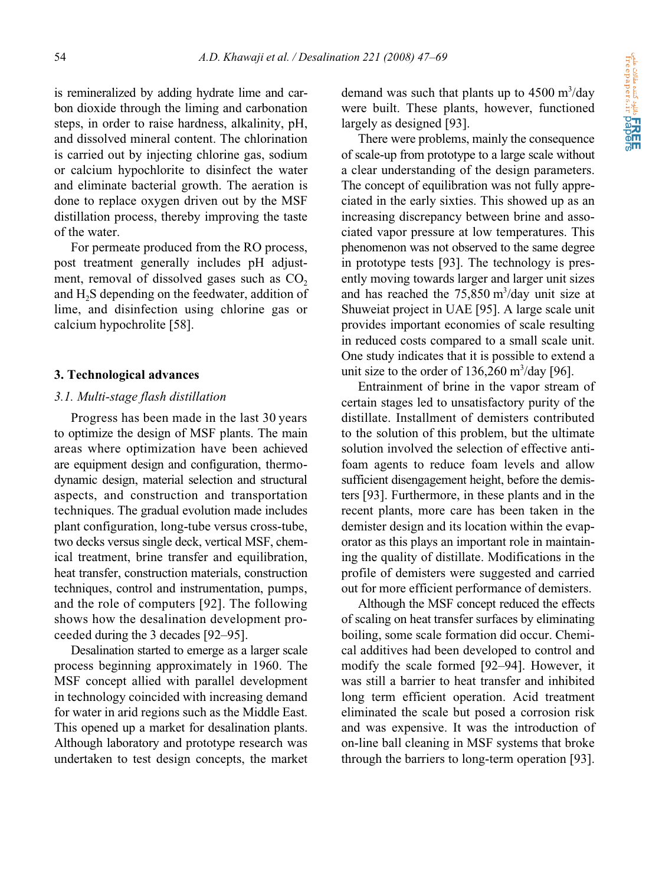is remineralized by adding hydrate lime and carbon dioxide through the liming and carbonation steps, in order to raise hardness, alkalinity, pH, and dissolved mineral content. The chlorination is carried out by injecting chlorine gas, sodium or calcium hypochlorite to disinfect the water and eliminate bacterial growth. The aeration is done to replace oxygen driven out by the MSF distillation process, thereby improving the taste of the water.

For permeate produced from the RO process, post treatment generally includes pH adjustment, removal of dissolved gases such as $CO_2$ and $H_2S$ depending on the feedwater, addition of lime, and disinfection using chlorine gas or calcium hypochrolite [58].

## 3. Technological advances

### *3.1. Multi-stage flash distillation*

Progress has been made in the last 30 years to optimize the design of MSF plants. The main areas where optimization have been achieved are equipment design and configuration, thermodynamic design, material selection and structural aspects, and construction and transportation techniques. The gradual evolution made includes plant configuration, long-tube versus cross-tube, two decks versus single deck, vertical MSF, chemical treatment, brine transfer and equilibration, heat transfer, construction materials, construction techniques, control and instrumentation, pumps, and the role of computers [92]. The following shows how the desalination development proceeded during the 3 decades [92–95].

Desalination started to emerge as a larger scale process beginning approximately in 1960. The MSF concept allied with parallel development in technology coincided with increasing demand for water in arid regions such as the Middle East. This opened up a market for desalination plants. Although laboratory and prototype research was undertaken to test design concepts, the market demand was such that plants up to 4500 $m^3$/day were built. These plants, however, functioned largely as designed [93].

There were problems, mainly the consequence of scale-up from prototype to a large scale without a clear understanding of the design parameters. The concept of equilibration was not fully appreciated in the early sixties. This showed up as an increasing discrepancy between brine and associated vapor pressure at low temperatures. This phenomenon was not observed to the same degree in prototype tests [93]. The technology is presently moving towards larger and larger unit sizes and has reached the 75,850 $m^3$/day unit size at Shuweiat project in UAE [95]. A large scale unit provides important economies of scale resulting in reduced costs compared to a small scale unit. One study indicates that it is possible to extend a unit size to the order of 136,260 $m^3$/day [96].

Entrainment of brine in the vapor stream of certain stages led to unsatisfactory purity of the distillate. Installment of demisters contributed to the solution of this problem, but the ultimate solution involved the selection of effective antifoam agents to reduce foam levels and allow sufficient disengagement height, before the demisters [93]. Furthermore, in these plants and in the recent plants, more care has been taken in the demister design and its location within the evaporator as this plays an important role in maintaining the quality of distillate. Modifications in the profile of demisters were suggested and carried out for more efficient performance of demisters.

Although the MSF concept reduced the effects of scaling on heat transfer surfaces by eliminating boiling, some scale formation did occur. Chemical additives had been developed to control and modify the scale formed [92–94]. However, it was still a barrier to heat transfer and inhibited long term efficient operation. Acid treatment eliminated the scale but posed a corrosion risk and was expensive. It was the introduction of on-line ball cleaning in MSF systems that broke through the barriers to long-term operation [93].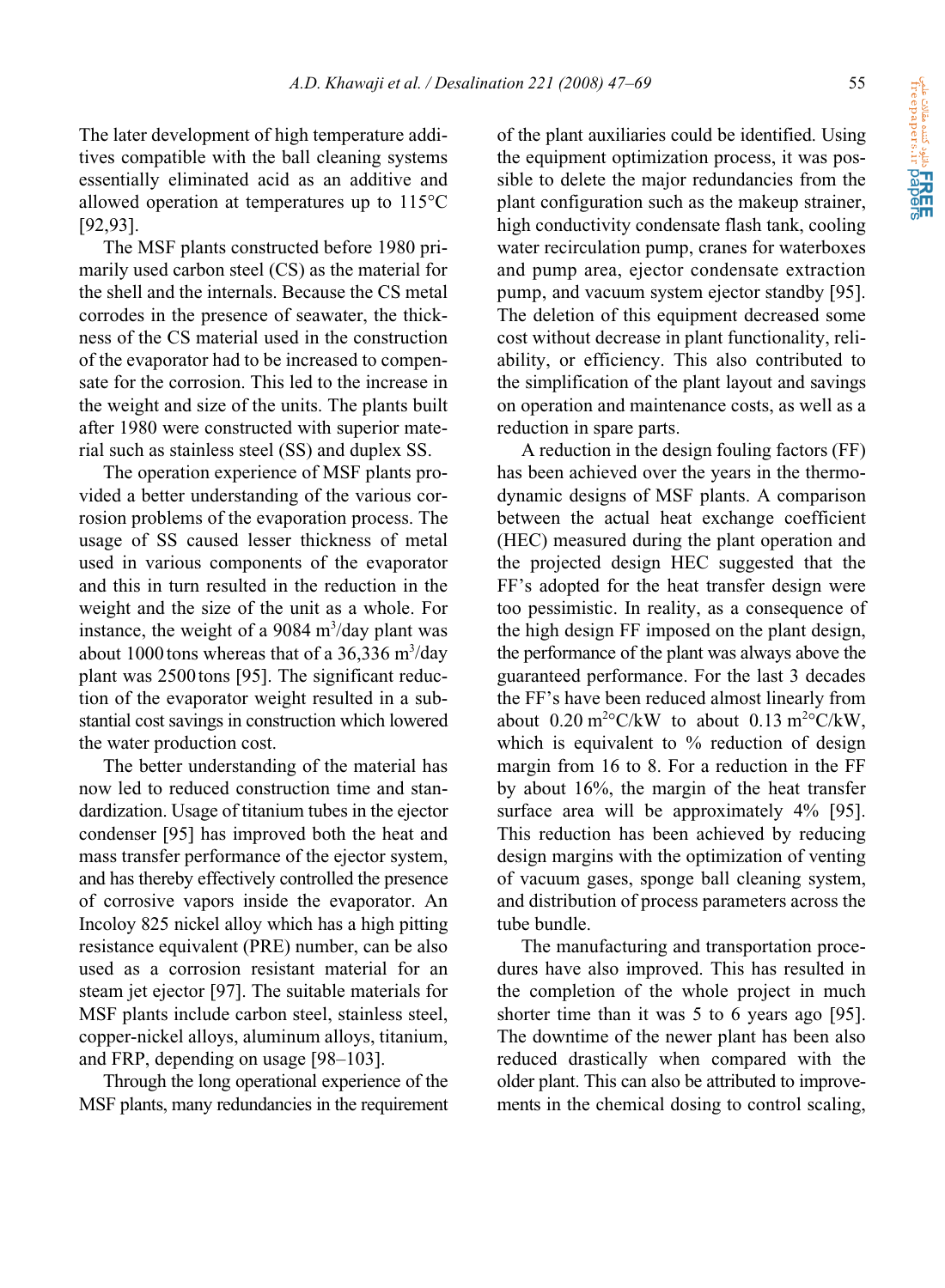The later development of high temperature additives compatible with the ball cleaning systems essentially eliminated acid as an additive and allowed operation at temperatures up to 115°C [92,93].

The MSF plants constructed before 1980 primarily used carbon steel (CS) as the material for the shell and the internals. Because the CS metal corrodes in the presence of seawater, the thickness of the CS material used in the construction of the evaporator had to be increased to compensate for the corrosion. This led to the increase in the weight and size of the units. The plants built after 1980 were constructed with superior material such as stainless steel (SS) and duplex SS.

The operation experience of MSF plants provided a better understanding of the various corrosion problems of the evaporation process. The usage of SS caused lesser thickness of metal used in various components of the evaporator and this in turn resulted in the reduction in the weight and the size of the unit as a whole. For instance, the weight of a 9084 $m^3$/day plant was about 1000 tons whereas that of a 36,336 $m^3$/day plant was 2500 tons [95]. The significant reduction of the evaporator weight resulted in a substantial cost savings in construction which lowered the water production cost.

The better understanding of the material has now led to reduced construction time and standardization. Usage of titanium tubes in the ejector condenser [95] has improved both the heat and mass transfer performance of the ejector system, and has thereby effectively controlled the presence of corrosive vapors inside the evaporator. An Incoloy 825 nickel alloy which has a high pitting resistance equivalent (PRE) number, can be also used as a corrosion resistant material for an steam jet ejector [97]. The suitable materials for MSF plants include carbon steel, stainless steel, copper-nickel alloys, aluminum alloys, titanium, and FRP, depending on usage [98–103].

Through the long operational experience of the MSF plants, many redundancies in the requirement of the plant auxiliaries could be identified. Using the equipment optimization process, it was possible to delete the major redundancies from the plant configuration such as the makeup strainer, high conductivity condensate flash tank, cooling water recirculation pump, cranes for waterboxes and pump area, ejector condensate extraction pump, and vacuum system ejector standby [95]. The deletion of this equipment decreased some cost without decrease in plant functionality, reliability, or efficiency. This also contributed to the simplification of the plant layout and savings on operation and maintenance costs, as well as a reduction in spare parts.

A reduction in the design fouling factors (FF) has been achieved over the years in the thermodynamic designs of MSF plants. A comparison between the actual heat exchange coefficient (HEC) measured during the plant operation and the projected design HEC suggested that the FF's adopted for the heat transfer design were too pessimistic. In reality, as a consequence of the high design FF imposed on the plant design, the performance of the plant was always above the guaranteed performance. For the last 3 decades the FF's have been reduced almost linearly from about 0.20 $m^{2}$°C/kW to about 0.13 $m^{2}$°C/kW, which is equivalent to % reduction of design margin from 16 to 8. For a reduction in the FF by about 16%, the margin of the heat transfer surface area will be approximately 4% [95]. This reduction has been achieved by reducing design margins with the optimization of venting of vacuum gases, sponge ball cleaning system, and distribution of process parameters across the tube bundle.

The manufacturing and transportation procedures have also improved. This has resulted in the completion of the whole project in much shorter time than it was 5 to 6 years ago [95]. The downtime of the newer plant has been also reduced drastically when compared with the older plant. This can also be attributed to improvements in the chemical dosing to control scaling,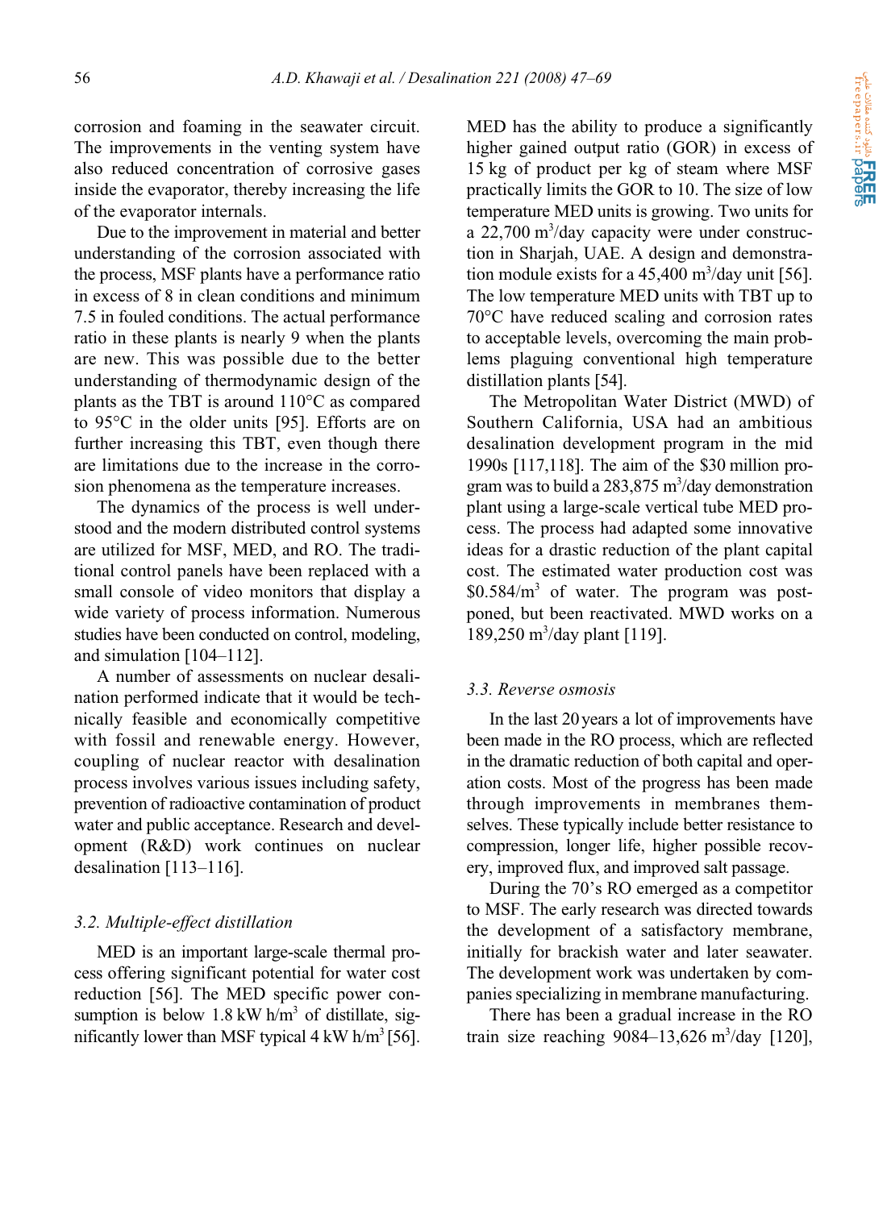corrosion and foaming in the seawater circuit. The improvements in the venting system have also reduced concentration of corrosive gases inside the evaporator, thereby increasing the life of the evaporator internals.

Due to the improvement in material and better understanding of the corrosion associated with the process, MSF plants have a performance ratio in excess of 8 in clean conditions and minimum 7.5 in fouled conditions. The actual performance ratio in these plants is nearly 9 when the plants are new. This was possible due to the better understanding of thermodynamic design of the plants as the TBT is around 110°C as compared to 95°C in the older units [95]. Efforts are on further increasing this TBT, even though there are limitations due to the increase in the corrosion phenomena as the temperature increases.

The dynamics of the process is well understood and the modern distributed control systems are utilized for MSF, MED, and RO. The traditional control panels have been replaced with a small console of video monitors that display a wide variety of process information. Numerous studies have been conducted on control, modeling, and simulation [104–112].

A number of assessments on nuclear desalination performed indicate that it would be technically feasible and economically competitive with fossil and renewable energy. However, coupling of nuclear reactor with desalination process involves various issues including safety, prevention of radioactive contamination of product water and public acceptance. Research and development (R&D) work continues on nuclear desalination [113–116].

### 3.2. Multiple-effect distillation

MED is an important large-scale thermal process offering significant potential for water cost reduction [56]. The MED specific power consumption is below 1.8 kW h/m$^3$ of distillate, significantly lower than MSF typical 4 kW h/m$^3$ [56]. MED has the ability to produce a significantly higher gained output ratio (GOR) in excess of 15 kg of product per kg of steam where MSF practically limits the GOR to 10. The size of low temperature MED units is growing. Two units for a 22,700 m$^3$/day capacity were under construction in Sharjah, UAE. A design and demonstration module exists for a 45,400 m$^3$/day unit [56]. The low temperature MED units with TBT up to 70°C have reduced scaling and corrosion rates to acceptable levels, overcoming the main problems plaguing conventional high temperature distillation plants [54].

The Metropolitan Water District (MWD) of Southern California, USA had an ambitious desalination development program in the mid 1990s [117,118]. The aim of the $30 million program was to build a 283,875 m$^3$/day demonstration plant using a large-scale vertical tube MED process. The process had adapted some innovative ideas for a drastic reduction of the plant capital cost. The estimated water production cost was $0.584/m$^3$ of water. The program was postponed, but been reactivated. MWD works on a 189,250 m$^3$/day plant [119].

### 3.3. Reverse osmosis

In the last 20 years a lot of improvements have been made in the RO process, which are reflected in the dramatic reduction of both capital and operation costs. Most of the progress has been made through improvements in membranes themselves. These typically include better resistance to compression, longer life, higher possible recovery, improved flux, and improved salt passage.

During the 70's RO emerged as a competitor to MSF. The early research was directed towards the development of a satisfactory membrane, initially for brackish water and later seawater. The development work was undertaken by companies specializing in membrane manufacturing.

There has been a gradual increase in the RO train size reaching 9084–13,626 m$^3$/day [120],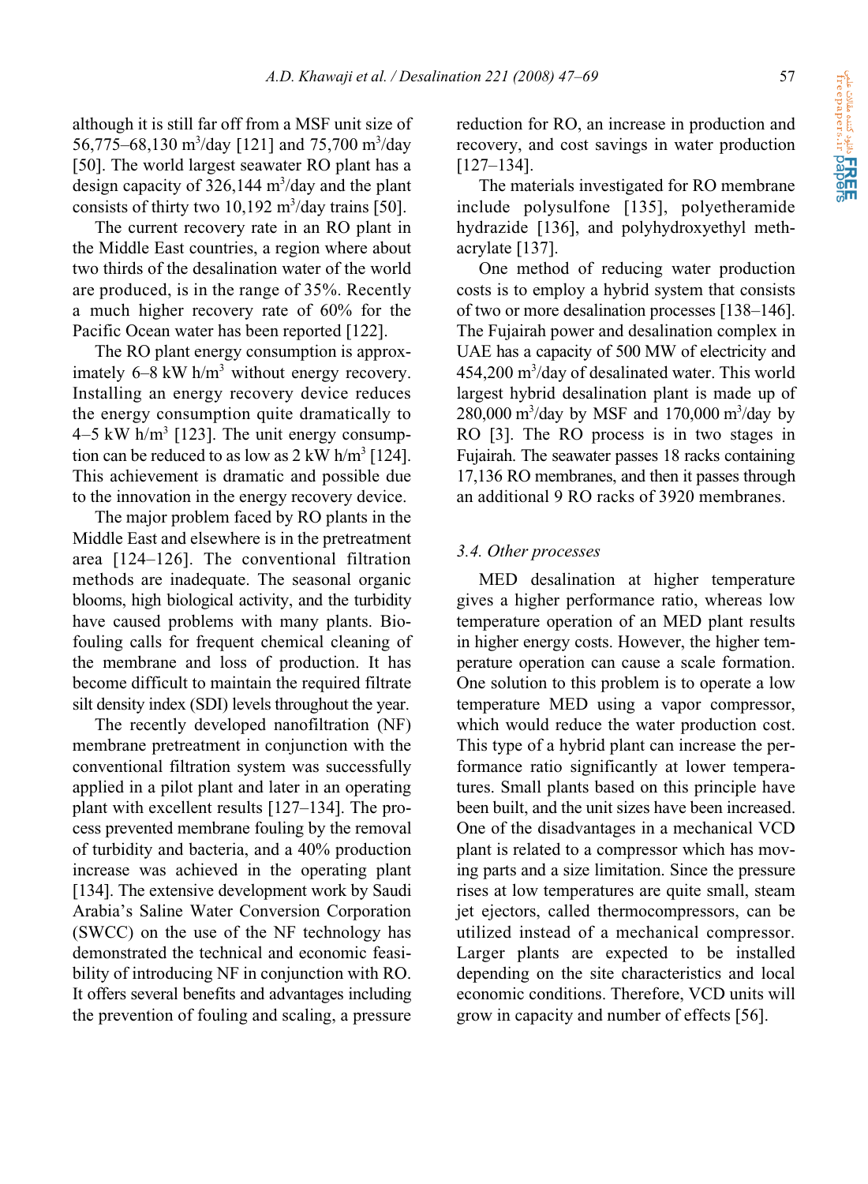although it is still far off from a MSF unit size of 56,775–68,130 $m^3$/day [121] and 75,700 $m^3$/day [50]. The world largest seawater RO plant has a design capacity of 326,144 $m^3$/day and the plant consists of thirty two 10,192 $m^3$/day trains [50].

The current recovery rate in an RO plant in the Middle East countries, a region where about two thirds of the desalination water of the world are produced, is in the range of 35%. Recently a much higher recovery rate of 60% for the Pacific Ocean water has been reported [122].

The RO plant energy consumption is approximately 6–8 kW h/$m^3$ without energy recovery. Installing an energy recovery device reduces the energy consumption quite dramatically to 4–5 kW h/$m^3$ [123]. The unit energy consumption can be reduced to as low as 2 kW h/$m^3$ [124]. This achievement is dramatic and possible due to the innovation in the energy recovery device.

The major problem faced by RO plants in the Middle East and elsewhere is in the pretreatment area [124–126]. The conventional filtration methods are inadequate. The seasonal organic blooms, high biological activity, and the turbidity have caused problems with many plants. Biofouling calls for frequent chemical cleaning of the membrane and loss of production. It has become difficult to maintain the required filtrate silt density index (SDI) levels throughout the year.

The recently developed nanofiltration (NF) membrane pretreatment in conjunction with the conventional filtration system was successfully applied in a pilot plant and later in an operating plant with excellent results [127–134]. The process prevented membrane fouling by the removal of turbidity and bacteria, and a 40% production increase was achieved in the operating plant [134]. The extensive development work by Saudi Arabia's Saline Water Conversion Corporation (SWCC) on the use of the NF technology has demonstrated the technical and economic feasibility of introducing NF in conjunction with RO. It offers several benefits and advantages including the prevention of fouling and scaling, a pressure reduction for RO, an increase in production and recovery, and cost savings in water production [127–134].

The materials investigated for RO membrane include polysulfone [135], polyetheramide hydrazide [136], and polyhydroxyethyl methacrylate [137].

One method of reducing water production costs is to employ a hybrid system that consists of two or more desalination processes [138–146]. The Fujairah power and desalination complex in UAE has a capacity of 500 MW of electricity and 454,200 $m^3$/day of desalinated water. This world largest hybrid desalination plant is made up of 280,000 $m^3$/day by MSF and 170,000 $m^3$/day by RO [3]. The RO process is in two stages in Fujairah. The seawater passes 18 racks containing 17,136 RO membranes, and then it passes through an additional 9 RO racks of 3920 membranes.

### *3.4. Other processes*

MED desalination at higher temperature gives a higher performance ratio, whereas low temperature operation of an MED plant results in higher energy costs. However, the higher temperature operation can cause a scale formation. One solution to this problem is to operate a low temperature MED using a vapor compressor, which would reduce the water production cost. This type of a hybrid plant can increase the performance ratio significantly at lower temperatures. Small plants based on this principle have been built, and the unit sizes have been increased. One of the disadvantages in a mechanical VCD plant is related to a compressor which has moving parts and a size limitation. Since the pressure rises at low temperatures are quite small, steam jet ejectors, called thermocompressors, can be utilized instead of a mechanical compressor. Larger plants are expected to be installed depending on the site characteristics and local economic conditions. Therefore, VCD units will grow in capacity and number of effects [56].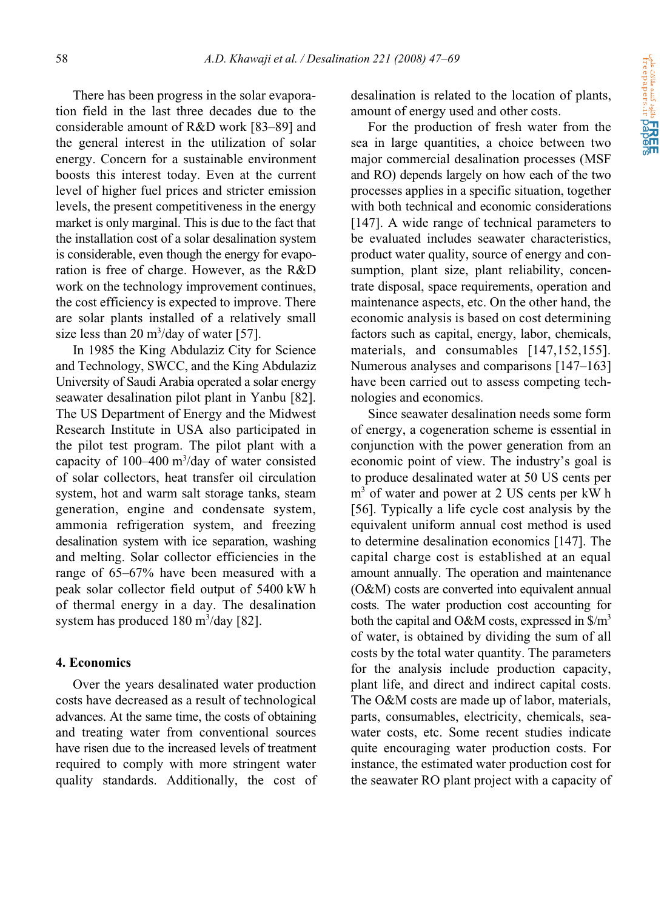There has been progress in the solar evaporation field in the last three decades due to the considerable amount of R&D work [83–89] and the general interest in the utilization of solar energy. Concern for a sustainable environment boosts this interest today. Even at the current level of higher fuel prices and stricter emission levels, the present competitiveness in the energy market is only marginal. This is due to the fact that the installation cost of a solar desalination system is considerable, even though the energy for evaporation is free of charge. However, as the R&D work on the technology improvement continues, the cost efficiency is expected to improve. There are solar plants installed of a relatively small size less than 20 $m^3$/day of water [57].

In 1985 the King Abdulaziz City for Science and Technology, SWCC, and the King Abdulaziz University of Saudi Arabia operated a solar energy seawater desalination pilot plant in Yanbu [82]. The US Department of Energy and the Midwest Research Institute in USA also participated in the pilot test program. The pilot plant with a capacity of 100–400 $m^3$/day of water consisted of solar collectors, heat transfer oil circulation system, hot and warm salt storage tanks, steam generation, engine and condensate system, ammonia refrigeration system, and freezing desalination system with ice separation, washing and melting. Solar collector efficiencies in the range of 65–67% have been measured with a peak solar collector field output of 5400 kW h of thermal energy in a day. The desalination system has produced 180 $m^3$/day [82].

## 4. Economics

Over the years desalinated water production costs have decreased as a result of technological advances. At the same time, the costs of obtaining and treating water from conventional sources have risen due to the increased levels of treatment required to comply with more stringent water quality standards. Additionally, the cost of desalination is related to the location of plants, amount of energy used and other costs.

For the production of fresh water from the sea in large quantities, a choice between two major commercial desalination processes (MSF and RO) depends largely on how each of the two processes applies in a specific situation, together with both technical and economic considerations [147]. A wide range of technical parameters to be evaluated includes seawater characteristics, product water quality, source of energy and consumption, plant size, plant reliability, concentrate disposal, space requirements, operation and maintenance aspects, etc. On the other hand, the economic analysis is based on cost determining factors such as capital, energy, labor, chemicals, materials, and consumables [147,152,155]. Numerous analyses and comparisons [147–163] have been carried out to assess competing technologies and economics.

Since seawater desalination needs some form of energy, a cogeneration scheme is essential in conjunction with the power generation from an economic point of view. The industry's goal is to produce desalinated water at 50 US cents per $m^3$ of water and power at 2 US cents per kW h [56]. Typically a life cycle cost analysis by the equivalent uniform annual cost method is used to determine desalination economics [147]. The capital charge cost is established at an equal amount annually. The operation and maintenance (O&M) costs are converted into equivalent annual costs. The water production cost accounting for both the capital and O&M costs, expressed in $/$m^3$ of water, is obtained by dividing the sum of all costs by the total water quantity. The parameters for the analysis include production capacity, plant life, and direct and indirect capital costs. The O&M costs are made up of labor, materials, parts, consumables, electricity, chemicals, seawater costs, etc. Some recent studies indicate quite encouraging water production costs. For instance, the estimated water production cost for the seawater RO plant project with a capacity of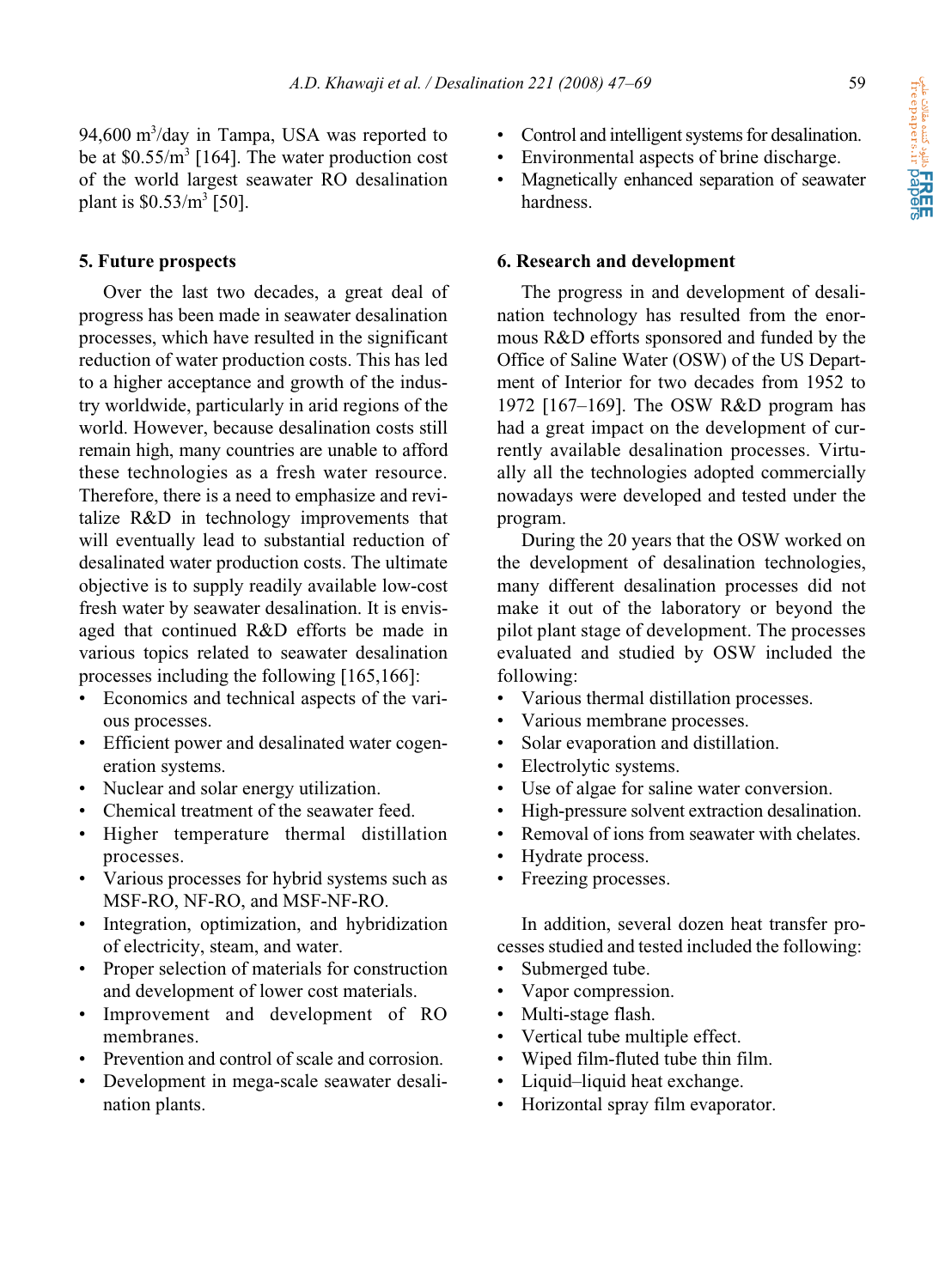94,600 $m^3$/day in Tampa, USA was reported to be at $0.55/$m^3$ [164]. The water production cost of the world largest seawater RO desalination plant is $0.53/$m^3$ [50].

## 5. Future prospects

Over the last two decades, a great deal of progress has been made in seawater desalination processes, which have resulted in the significant reduction of water production costs. This has led to a higher acceptance and growth of the industry worldwide, particularly in arid regions of the world. However, because desalination costs still remain high, many countries are unable to afford these technologies as a fresh water resource. Therefore, there is a need to emphasize and revitalize R&D in technology improvements that will eventually lead to substantial reduction of desalinated water production costs. The ultimate objective is to supply readily available low-cost fresh water by seawater desalination. It is envisaged that continued R&D efforts be made in various topics related to seawater desalination processes including the following [165,166]:

- Economics and technical aspects of the various processes.
- Efficient power and desalinated water cogeneration systems.
- Nuclear and solar energy utilization.
- Chemical treatment of the seawater feed.
- Higher temperature thermal distillation processes.
- Various processes for hybrid systems such as MSF-RO, NF-RO, and MSF-NF-RO.
- Integration, optimization, and hybridization of electricity, steam, and water.
- Proper selection of materials for construction and development of lower cost materials.
- Improvement and development of RO membranes.
- Prevention and control of scale and corrosion.
- Development in mega-scale seawater desalination plants.
- Control and intelligent systems for desalination.
- Environmental aspects of brine discharge.
- Magnetically enhanced separation of seawater hardness.

## 6. Research and development

The progress in and development of desalination technology has resulted from the enormous R&D efforts sponsored and funded by the Office of Saline Water (OSW) of the US Department of Interior for two decades from 1952 to 1972 [167–169]. The OSW R&D program has had a great impact on the development of currently available desalination processes. Virtually all the technologies adopted commercially nowadays were developed and tested under the program.

During the 20 years that the OSW worked on the development of desalination technologies, many different desalination processes did not make it out of the laboratory or beyond the pilot plant stage of development. The processes evaluated and studied by OSW included the following:

- Various thermal distillation processes.
- Various membrane processes.
- Solar evaporation and distillation.
- Electrolytic systems.
- Use of algae for saline water conversion.
- High-pressure solvent extraction desalination.
- Removal of ions from seawater with chelates.
- Hydrate process.
- Freezing processes.

In addition, several dozen heat transfer processes studied and tested included the following:

- Submerged tube.
- Vapor compression.
- Multi-stage flash.
- Vertical tube multiple effect.
- Wiped film-fluted tube thin film.
- Liquid–liquid heat exchange.
- Horizontal spray film evaporator.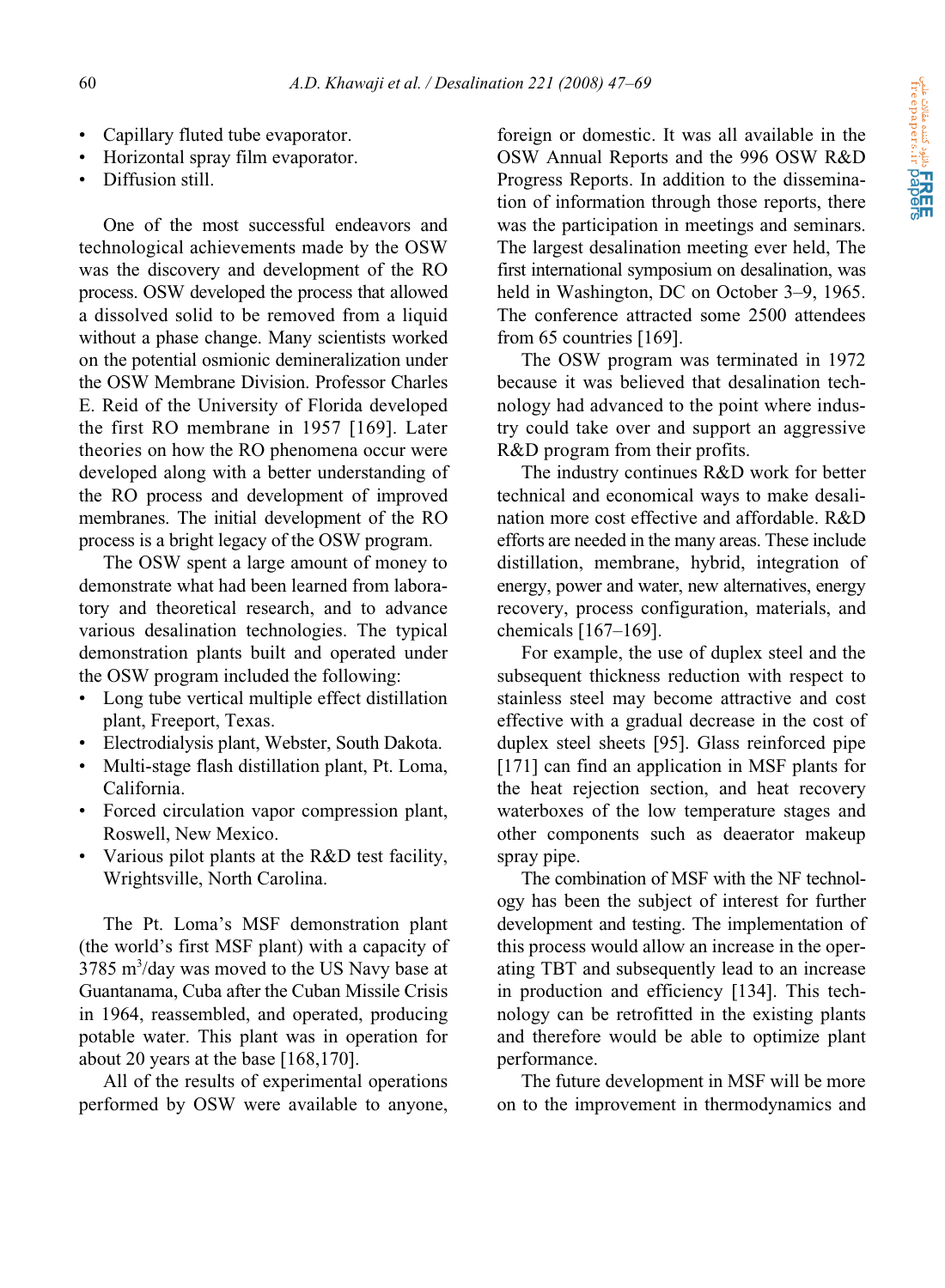- Capillary fluted tube evaporator.
- Horizontal spray film evaporator.
- Diffusion still.

One of the most successful endeavors and technological achievements made by the OSW was the discovery and development of the RO process. OSW developed the process that allowed a dissolved solid to be removed from a liquid without a phase change. Many scientists worked on the potential osmionic demineralization under the OSW Membrane Division. Professor Charles E. Reid of the University of Florida developed the first RO membrane in 1957 [169]. Later theories on how the RO phenomena occur were developed along with a better understanding of the RO process and development of improved membranes. The initial development of the RO process is a bright legacy of the OSW program.

The OSW spent a large amount of money to demonstrate what had been learned from laboratory and theoretical research, and to advance various desalination technologies. The typical demonstration plants built and operated under the OSW program included the following:

- Long tube vertical multiple effect distillation plant, Freeport, Texas.
- Electrodialysis plant, Webster, South Dakota.
- Multi-stage flash distillation plant, Pt. Loma, California.
- Forced circulation vapor compression plant, Roswell, New Mexico.
- Various pilot plants at the R&D test facility, Wrightsville, North Carolina.

The Pt. Loma's MSF demonstration plant (the world's first MSF plant) with a capacity of 3785 $m^3$/day was moved to the US Navy base at Guantanama, Cuba after the Cuban Missile Crisis in 1964, reassembled, and operated, producing potable water. This plant was in operation for about 20 years at the base [168,170].

All of the results of experimental operations performed by OSW were available to anyone, foreign or domestic. It was all available in the OSW Annual Reports and the 996 OSW R&D Progress Reports. In addition to the dissemination of information through those reports, there was the participation in meetings and seminars. The largest desalination meeting ever held, The first international symposium on desalination, was held in Washington, DC on October 3–9, 1965. The conference attracted some 2500 attendees from 65 countries [169].

The OSW program was terminated in 1972 because it was believed that desalination technology had advanced to the point where industry could take over and support an aggressive R&D program from their profits.

The industry continues R&D work for better technical and economical ways to make desalination more cost effective and affordable. R&D efforts are needed in the many areas. These include distillation, membrane, hybrid, integration of energy, power and water, new alternatives, energy recovery, process configuration, materials, and chemicals [167–169].

For example, the use of duplex steel and the subsequent thickness reduction with respect to stainless steel may become attractive and cost effective with a gradual decrease in the cost of duplex steel sheets [95]. Glass reinforced pipe [171] can find an application in MSF plants for the heat rejection section, and heat recovery waterboxes of the low temperature stages and other components such as deaerator makeup spray pipe.

The combination of MSF with the NF technology has been the subject of interest for further development and testing. The implementation of this process would allow an increase in the operating TBT and subsequently lead to an increase in production and efficiency [134]. This technology can be retrofitted in the existing plants and therefore would be able to optimize plant performance.

The future development in MSF will be more on to the improvement in thermodynamics and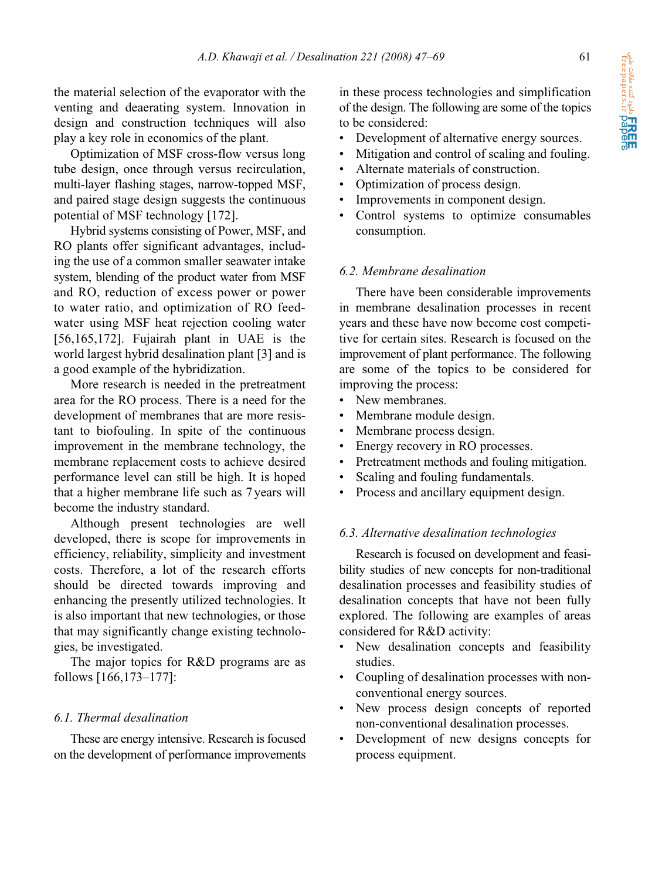the material selection of the evaporator with the venting and deaerating system. Innovation in design and construction techniques will also play a key role in economics of the plant.

Optimization of MSF cross-flow versus long tube design, once through versus recirculation, multi-layer flashing stages, narrow-topped MSF, and paired stage design suggests the continuous potential of MSF technology [172].

Hybrid systems consisting of Power, MSF, and RO plants offer significant advantages, including the use of a common smaller seawater intake system, blending of the product water from MSF and RO, reduction of excess power or power to water ratio, and optimization of RO feedwater using MSF heat rejection cooling water [56,165,172]. Fujairah plant in UAE is the world largest hybrid desalination plant [3] and is a good example of the hybridization.

More research is needed in the pretreatment area for the RO process. There is a need for the development of membranes that are more resistant to biofouling. In spite of the continuous improvement in the membrane technology, the membrane replacement costs to achieve desired performance level can still be high. It is hoped that a higher membrane life such as 7 years will become the industry standard.

Although present technologies are well developed, there is scope for improvements in efficiency, reliability, simplicity and investment costs. Therefore, a lot of the research efforts should be directed towards improving and enhancing the presently utilized technologies. It is also important that new technologies, or those that may significantly change existing technologies, be investigated.

The major topics for R&D programs are as follows [166,173–177]:

### *6.1. Thermal desalination*

These are energy intensive. Research is focused on the development of performance improvements in these process technologies and simplification of the design. The following are some of the topics to be considered:

- Development of alternative energy sources.
- Mitigation and control of scaling and fouling.
- Alternate materials of construction.
- Optimization of process design.
- Improvements in component design.
- Control systems to optimize consumables consumption.

### *6.2. Membrane desalination*

There have been considerable improvements in membrane desalination processes in recent years and these have now become cost competitive for certain sites. Research is focused on the improvement of plant performance. The following are some of the topics to be considered for improving the process:

- New membranes.
- Membrane module design.
- Membrane process design.
- Energy recovery in RO processes.
- Pretreatment methods and fouling mitigation.
- Scaling and fouling fundamentals.
- Process and ancillary equipment design.

### *6.3. Alternative desalination technologies*

Research is focused on development and feasibility studies of new concepts for non-traditional desalination processes and feasibility studies of desalination concepts that have not been fully explored. The following are examples of areas considered for R&D activity:

- New desalination concepts and feasibility studies.
- Coupling of desalination processes with non-conventional energy sources.
- New process design concepts of reported non-conventional desalination processes.
- Development of new designs concepts for process equipment.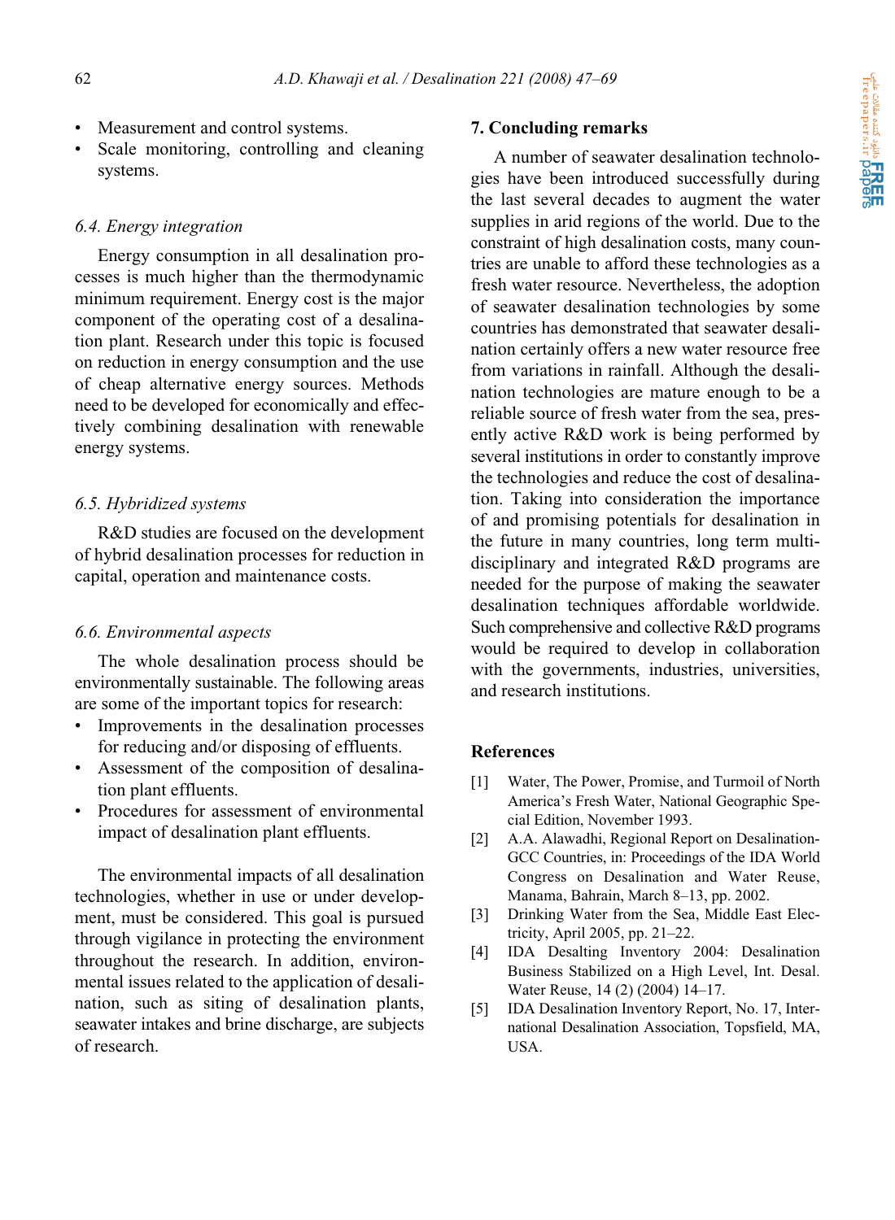- Measurement and control systems.
- Scale monitoring, controlling and cleaning systems.

### 6.4. Energy integration

Energy consumption in all desalination processes is much higher than the thermodynamic minimum requirement. Energy cost is the major component of the operating cost of a desalination plant. Research under this topic is focused on reduction in energy consumption and the use of cheap alternative energy sources. Methods need to be developed for economically and effectively combining desalination with renewable energy systems.

### 6.5. Hybridized systems

R&D studies are focused on the development of hybrid desalination processes for reduction in capital, operation and maintenance costs.

### 6.6. Environmental aspects

The whole desalination process should be environmentally sustainable. The following areas are some of the important topics for research:

- Improvements in the desalination processes for reducing and/or disposing of effluents.
- Assessment of the composition of desalination plant effluents.
- Procedures for assessment of environmental impact of desalination plant effluents.

The environmental impacts of all desalination technologies, whether in use or under development, must be considered. This goal is pursued through vigilance in protecting the environment throughout the research. In addition, environmental issues related to the application of desalination, such as siting of desalination plants, seawater intakes and brine discharge, are subjects of research.

## 7. Concluding remarks

A number of seawater desalination technologies have been introduced successfully during the last several decades to augment the water supplies in arid regions of the world. Due to the constraint of high desalination costs, many countries are unable to afford these technologies as a fresh water resource. Nevertheless, the adoption of seawater desalination technologies by some countries has demonstrated that seawater desalination certainly offers a new water resource free from variations in rainfall. Although the desalination technologies are mature enough to be a reliable source of fresh water from the sea, presently active R&D work is being performed by several institutions in order to constantly improve the technologies and reduce the cost of desalination. Taking into consideration the importance of and promising potentials for desalination in the future in many countries, long term multidisciplinary and integrated R&D programs are needed for the purpose of making the seawater desalination techniques affordable worldwide. Such comprehensive and collective R&D programs would be required to develop in collaboration with the governments, industries, universities, and research institutions.

## References

[1] Water, The Power, Promise, and Turmoil of North America's Fresh Water, National Geographic Special Edition, November 1993.

[2] A.A. Alawadhi, Regional Report on Desalination-GCC Countries, in: Proceedings of the IDA World Congress on Desalination and Water Reuse, Manama, Bahrain, March 8–13, pp. 2002.

[3] Drinking Water from the Sea, Middle East Electricity, April 2005, pp. 21–22.

[4] IDA Desalting Inventory 2004: Desalination Business Stabilized on a High Level, Int. Desal. Water Reuse, 14 (2) (2004) 14–17.

[5] IDA Desalination Inventory Report, No. 17, International Desalination Association, Topsfield, MA, USA.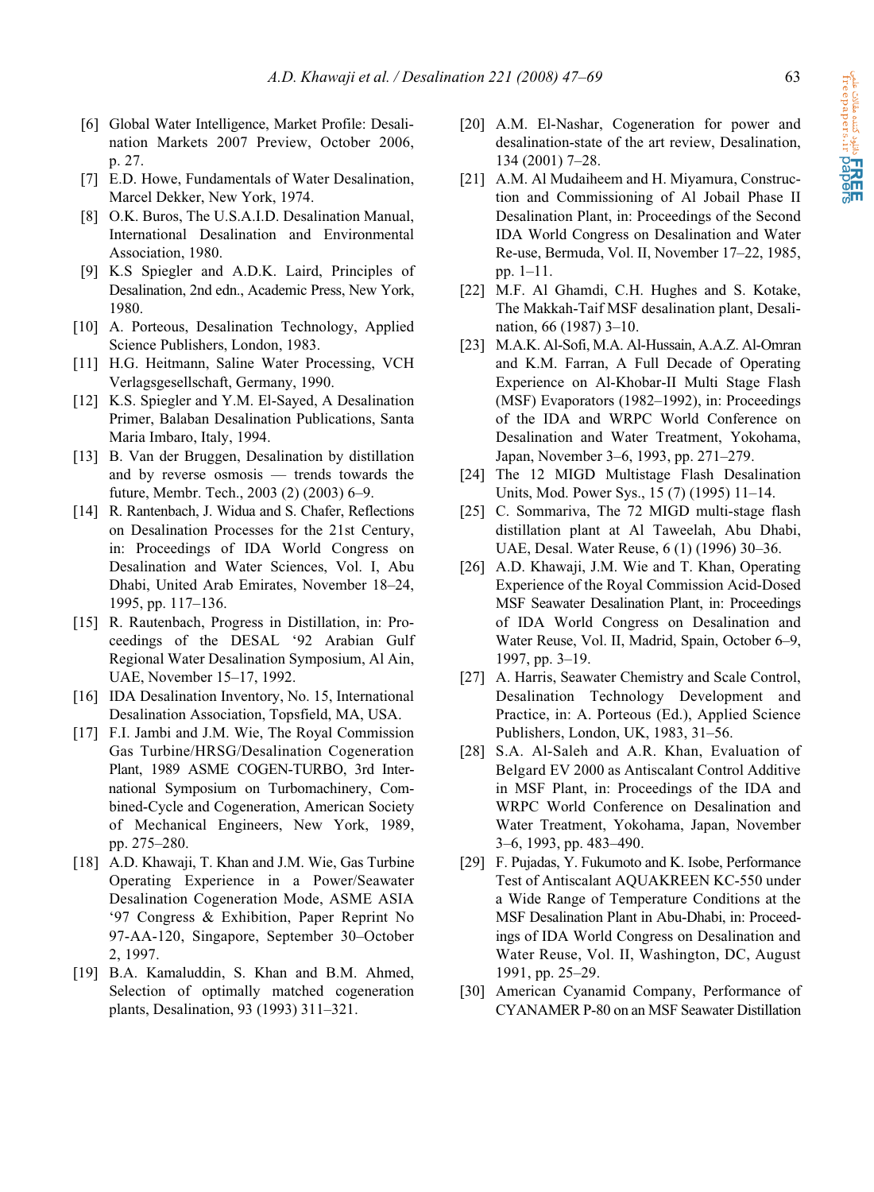[6] Global Water Intelligence, Market Profile: Desalination Markets 2007 Preview, October 2006, p. 27.

[7] E.D. Howe, Fundamentals of Water Desalination, Marcel Dekker, New York, 1974.

[8] O.K. Buros, The U.S.A.I.D. Desalination Manual, International Desalination and Environmental Association, 1980.

[9] K.S Spiegler and A.D.K. Laird, Principles of Desalination, 2nd edn., Academic Press, New York, 1980.

[10] A. Porteous, Desalination Technology, Applied Science Publishers, London, 1983.

[11] H.G. Heitmann, Saline Water Processing, VCH Verlagsgesellschaft, Germany, 1990.

[12] K.S. Spiegler and Y.M. El-Sayed, A Desalination Primer, Balaban Desalination Publications, Santa Maria Imbaro, Italy, 1994.

[13] B. Van der Bruggen, Desalination by distillation and by reverse osmosis — trends towards the future, Membr. Tech., 2003 (2) (2003) 6–9.

[14] R. Rantenbach, J. Widua and S. Chafer, Reflections on Desalination Processes for the 21st Century, in: Proceedings of IDA World Congress on Desalination and Water Sciences, Vol. I, Abu Dhabi, United Arab Emirates, November 18–24, 1995, pp. 117–136.

[15] R. Rautenbach, Progress in Distillation, in: Proceedings of the DESAL '92 Arabian Gulf Regional Water Desalination Symposium, Al Ain, UAE, November 15–17, 1992.

[16] IDA Desalination Inventory, No. 15, International Desalination Association, Topsfield, MA, USA.

[17] F.I. Jambi and J.M. Wie, The Royal Commission Gas Turbine/HRSG/Desalination Cogeneration Plant, 1989 ASME COGEN-TURBO, 3rd International Symposium on Turbomachinery, Combined-Cycle and Cogeneration, American Society of Mechanical Engineers, New York, 1989, pp. 275–280.

[18] A.D. Khawaji, T. Khan and J.M. Wie, Gas Turbine Operating Experience in a Power/Seawater Desalination Cogeneration Mode, ASME ASIA '97 Congress & Exhibition, Paper Reprint No 97-AA-120, Singapore, September 30–October 2, 1997.

[19] B.A. Kamaluddin, S. Khan and B.M. Ahmed, Selection of optimally matched cogeneration plants, Desalination, 93 (1993) 311–321.

[20] A.M. El-Nashar, Cogeneration for power and desalination-state of the art review, Desalination, 134 (2001) 7–28.

[21] A.M. Al Mudaiheem and H. Miyamura, Construction and Commissioning of Al Jobail Phase II Desalination Plant, in: Proceedings of the Second IDA World Congress on Desalination and Water Re-use, Bermuda, Vol. II, November 17–22, 1985, pp. 1–11.

[22] M.F. Al Ghamdi, C.H. Hughes and S. Kotake, The Makkah-Taif MSF desalination plant, Desalination, 66 (1987) 3–10.

[23] M.A.K. Al-Sofi, M.A. Al-Hussain, A.A.Z. Al-Omran and K.M. Farran, A Full Decade of Operating Experience on Al-Khobar-II Multi Stage Flash (MSF) Evaporators (1982–1992), in: Proceedings of the IDA and WRPC World Conference on Desalination and Water Treatment, Yokohama, Japan, November 3–6, 1993, pp. 271–279.

[24] The 12 MIGD Multistage Flash Desalination Units, Mod. Power Sys., 15 (7) (1995) 11–14.

[25] C. Sommariva, The 72 MIGD multi-stage flash distillation plant at Al Taweelah, Abu Dhabi, UAE, Desal. Water Reuse, 6 (1) (1996) 30–36.

[26] A.D. Khawaji, J.M. Wie and T. Khan, Operating Experience of the Royal Commission Acid-Dosed MSF Seawater Desalination Plant, in: Proceedings of IDA World Congress on Desalination and Water Reuse, Vol. II, Madrid, Spain, October 6–9, 1997, pp. 3–19.

[27] A. Harris, Seawater Chemistry and Scale Control, Desalination Technology Development and Practice, in: A. Porteous (Ed.), Applied Science Publishers, London, UK, 1983, 31–56.

[28] S.A. Al-Saleh and A.R. Khan, Evaluation of Belgard EV 2000 as Antiscalant Control Additive in MSF Plant, in: Proceedings of the IDA and WRPC World Conference on Desalination and Water Treatment, Yokohama, Japan, November 3–6, 1993, pp. 483–490.

[29] F. Pujadas, Y. Fukumoto and K. Isobe, Performance Test of Antiscalant AQUAKREEN KC-550 under a Wide Range of Temperature Conditions at the MSF Desalination Plant in Abu-Dhabi, in: Proceedings of IDA World Congress on Desalination and Water Reuse, Vol. II, Washington, DC, August 1991, pp. 25–29.

[30] American Cyanamid Company, Performance of CYANAMER P-80 on an MSF Seawater Distillation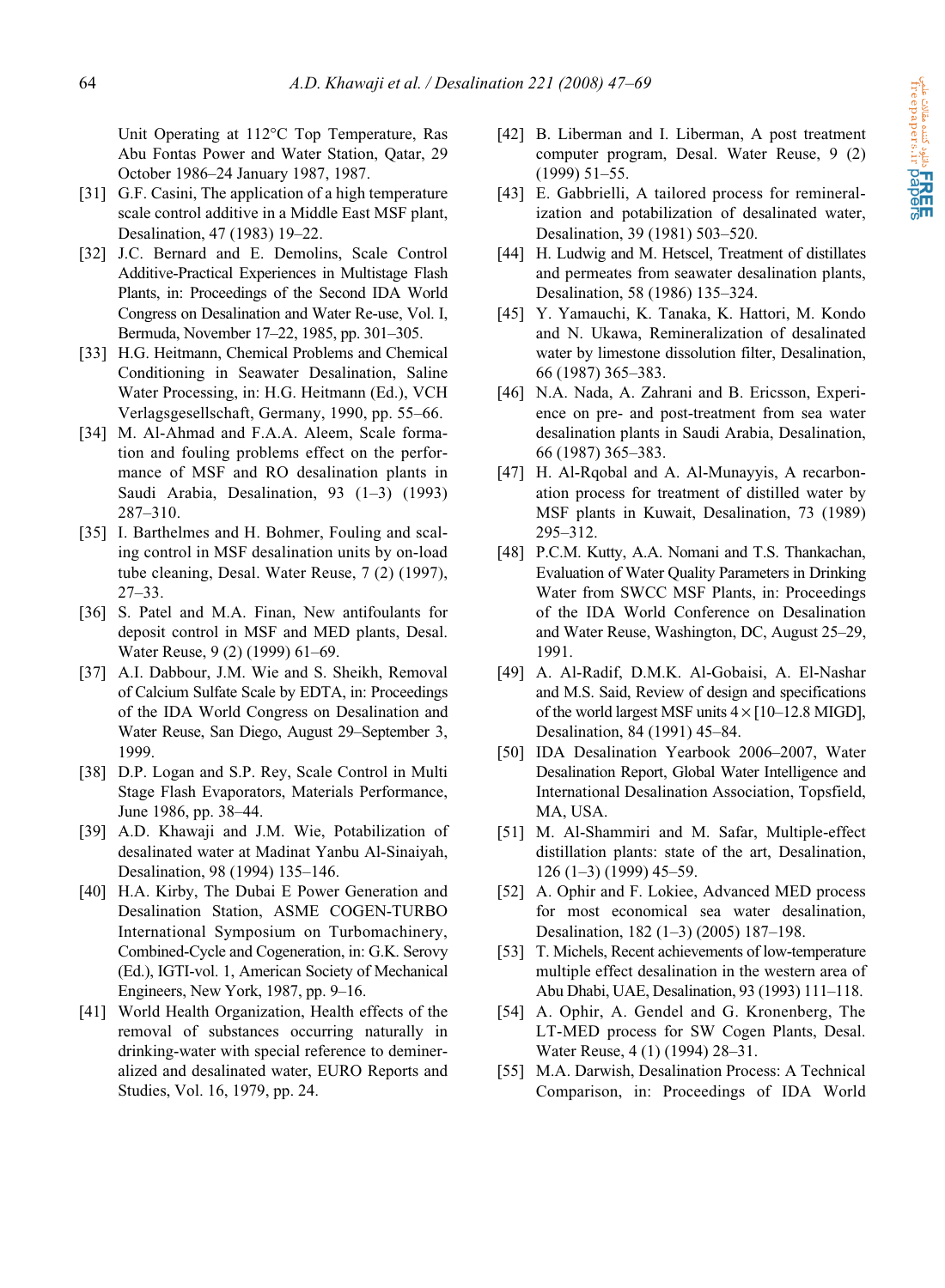Unit Operating at 112°C Top Temperature, Ras Abu Fontas Power and Water Station, Qatar, 29 October 1986–24 January 1987, 1987.

[31] G.F. Casini, The application of a high temperature scale control additive in a Middle East MSF plant, Desalination, 47 (1983) 19–22.

[32] J.C. Bernard and E. Demolins, Scale Control Additive-Practical Experiences in Multistage Flash Plants, in: Proceedings of the Second IDA World Congress on Desalination and Water Re-use, Vol. I, Bermuda, November 17–22, 1985, pp. 301–305.

[33] H.G. Heitmann, Chemical Problems and Chemical Conditioning in Seawater Desalination, Saline Water Processing, in: H.G. Heitmann (Ed.), VCH Verlagsgesellschaft, Germany, 1990, pp. 55–66.

[34] M. Al-Ahmad and F.A.A. Aleem, Scale formation and fouling problems effect on the performance of MSF and RO desalination plants in Saudi Arabia, Desalination, 93 (1–3) (1993) 287–310.

[35] I. Barthelmes and H. Bohmer, Fouling and scaling control in MSF desalination units by on-load tube cleaning, Desal. Water Reuse, 7 (2) (1997), 27–33.

[36] S. Patel and M.A. Finan, New antifoulants for deposit control in MSF and MED plants, Desal. Water Reuse, 9 (2) (1999) 61–69.

[37] A.I. Dabbour, J.M. Wie and S. Sheikh, Removal of Calcium Sulfate Scale by EDTA, in: Proceedings of the IDA World Congress on Desalination and Water Reuse, San Diego, August 29–September 3, 1999.

[38] D.P. Logan and S.P. Rey, Scale Control in Multi Stage Flash Evaporators, Materials Performance, June 1986, pp. 38–44.

[39] A.D. Khawaji and J.M. Wie, Potabilization of desalinated water at Madinat Yanbu Al-Sinaiyah, Desalination, 98 (1994) 135–146.

[40] H.A. Kirby, The Dubai E Power Generation and Desalination Station, ASME COGEN-TURBO International Symposium on Turbomachinery, Combined-Cycle and Cogeneration, in: G.K. Serovy (Ed.), IGTI-vol. 1, American Society of Mechanical Engineers, New York, 1987, pp. 9–16.

[41] World Health Organization, Health effects of the removal of substances occurring naturally in drinking-water with special reference to demineralized and desalinated water, EURO Reports and Studies, Vol. 16, 1979, pp. 24.

[42] B. Liberman and I. Liberman, A post treatment computer program, Desal. Water Reuse, 9 (2) (1999) 51–55.

[43] E. Gabbrielli, A tailored process for remineralization and potabilization of desalinated water, Desalination, 39 (1981) 503–520.

[44] H. Ludwig and M. Hetscel, Treatment of distillates and permeates from seawater desalination plants, Desalination, 58 (1986) 135–324.

[45] Y. Yamauchi, K. Tanaka, K. Hattori, M. Kondo and N. Ukawa, Remineralization of desalinated water by limestone dissolution filter, Desalination, 66 (1987) 365–383.

[46] N.A. Nada, A. Zahrani and B. Ericsson, Experience on pre- and post-treatment from sea water desalination plants in Saudi Arabia, Desalination, 66 (1987) 365–383.

[47] H. Al-Rqobal and A. Al-Munayyis, A recarbonation process for treatment of distilled water by MSF plants in Kuwait, Desalination, 73 (1989) 295–312.

[48] P.C.M. Kutty, A.A. Nomani and T.S. Thankachan, Evaluation of Water Quality Parameters in Drinking Water from SWCC MSF Plants, in: Proceedings of the IDA World Conference on Desalination and Water Reuse, Washington, DC, August 25–29, 1991.

[49] A. Al-Radif, D.M.K. Al-Gobaisi, A. El-Nashar and M.S. Said, Review of design and specifications of the world largest MSF units 4 × [10–12.8 MIGD], Desalination, 84 (1991) 45–84.

[50] IDA Desalination Yearbook 2006–2007, Water Desalination Report, Global Water Intelligence and International Desalination Association, Topsfield, MA, USA.

[51] M. Al-Shammiri and M. Safar, Multiple-effect distillation plants: state of the art, Desalination, 126 (1–3) (1999) 45–59.

[52] A. Ophir and F. Lokiee, Advanced MED process for most economical sea water desalination, Desalination, 182 (1–3) (2005) 187–198.

[53] T. Michels, Recent achievements of low-temperature multiple effect desalination in the western area of Abu Dhabi, UAE, Desalination, 93 (1993) 111–118.

[54] A. Ophir, A. Gendel and G. Kronenberg, The LT-MED process for SW Cogen Plants, Desal. Water Reuse, 4 (1) (1994) 28–31.

[55] M.A. Darwish, Desalination Process: A Technical Comparison, in: Proceedings of IDA World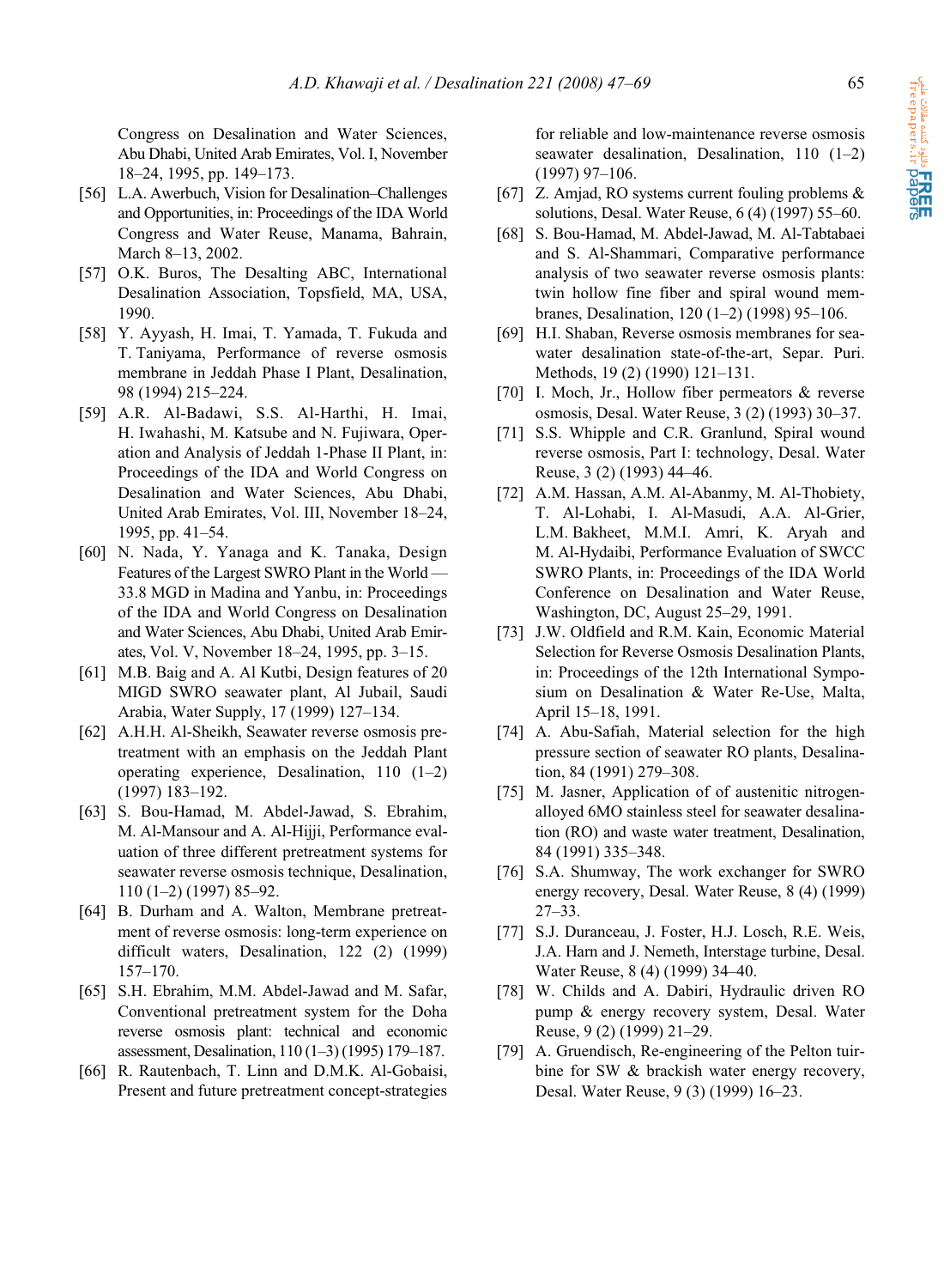Congress on Desalination and Water Sciences, Abu Dhabi, United Arab Emirates, Vol. I, November 18–24, 1995, pp. 149–173.

[56] L.A. Awerbuch, Vision for Desalination–Challenges and Opportunities, in: Proceedings of the IDA World Congress and Water Reuse, Manama, Bahrain, March 8–13, 2002.

[57] O.K. Buros, The Desalting ABC, International Desalination Association, Topsfield, MA, USA, 1990.

[58] Y. Ayyash, H. Imai, T. Yamada, T. Fukuda and T. Taniyama, Performance of reverse osmosis membrane in Jeddah Phase I Plant, Desalination, 98 (1994) 215–224.

[59] A.R. Al-Badawi, S.S. Al-Harthi, H. Imai, H. Iwahashi, M. Katsube and N. Fujiwara, Operation and Analysis of Jeddah 1-Phase II Plant, in: Proceedings of the IDA and World Congress on Desalination and Water Sciences, Abu Dhabi, United Arab Emirates, Vol. III, November 18–24, 1995, pp. 41–54.

[60] N. Nada, Y. Yanaga and K. Tanaka, Design Features of the Largest SWRO Plant in the World — 33.8 MGD in Madina and Yanbu, in: Proceedings of the IDA and World Congress on Desalination and Water Sciences, Abu Dhabi, United Arab Emirates, Vol. V, November 18–24, 1995, pp. 3–15.

[61] M.B. Baig and A. Al Kutbi, Design features of 20 MIGD SWRO seawater plant, Al Jubail, Saudi Arabia, Water Supply, 17 (1999) 127–134.

[62] A.H.H. Al-Sheikh, Seawater reverse osmosis pretreatment with an emphasis on the Jeddah Plant operating experience, Desalination, 110 (1–2) (1997) 183–192.

[63] S. Bou-Hamad, M. Abdel-Jawad, S. Ebrahim, M. Al-Mansour and A. Al-Hijji, Performance evaluation of three different pretreatment systems for seawater reverse osmosis technique, Desalination, 110 (1–2) (1997) 85–92.

[64] B. Durham and A. Walton, Membrane pretreatment of reverse osmosis: long-term experience on difficult waters, Desalination, 122 (2) (1999) 157–170.

[65] S.H. Ebrahim, M.M. Abdel-Jawad and M. Safar, Conventional pretreatment system for the Doha reverse osmosis plant: technical and economic assessment, Desalination, 110 (1–3) (1995) 179–187.

[66] R. Rautenbach, T. Linn and D.M.K. Al-Gobaisi, Present and future pretreatment concept-strategies for reliable and low-maintenance reverse osmosis seawater desalination, Desalination, 110 (1–2) (1997) 97–106.

[67] Z. Amjad, RO systems current fouling problems & solutions, Desal. Water Reuse, 6 (4) (1997) 55–60.

[68] S. Bou-Hamad, M. Abdel-Jawad, M. Al-Tabtabaei and S. Al-Shammari, Comparative performance analysis of two seawater reverse osmosis plants: twin hollow fine fiber and spiral wound membranes, Desalination, 120 (1–2) (1998) 95–106.

[69] H.I. Shaban, Reverse osmosis membranes for seawater desalination state-of-the-art, Separ. Puri. Methods, 19 (2) (1990) 121–131.

[70] I. Moch, Jr., Hollow fiber permeators & reverse osmosis, Desal. Water Reuse, 3 (2) (1993) 30–37.

[71] S.S. Whipple and C.R. Granlund, Spiral wound reverse osmosis, Part I: technology, Desal. Water Reuse, 3 (2) (1993) 44–46.

[72] A.M. Hassan, A.M. Al-Abanmy, M. Al-Thobiety, T. Al-Lohabi, I. Al-Masudi, A.A. Al-Grier, L.M. Bakheet, M.M.I. Amri, K. Aryah and M. Al-Hydaibi, Performance Evaluation of SWCC SWRO Plants, in: Proceedings of the IDA World Conference on Desalination and Water Reuse, Washington, DC, August 25–29, 1991.

[73] J.W. Oldfield and R.M. Kain, Economic Material Selection for Reverse Osmosis Desalination Plants, in: Proceedings of the 12th International Symposium on Desalination & Water Re-Use, Malta, April 15–18, 1991.

[74] A. Abu-Safiah, Material selection for the high pressure section of seawater RO plants, Desalination, 84 (1991) 279–308.

[75] M. Jasner, Application of of austenitic nitrogen-alloyed 6MO stainless steel for seawater desalination (RO) and waste water treatment, Desalination, 84 (1991) 335–348.

[76] S.A. Shumway, The work exchanger for SWRO energy recovery, Desal. Water Reuse, 8 (4) (1999) 27–33.

[77] S.J. Duranceau, J. Foster, H.J. Losch, R.E. Weis, J.A. Harn and J. Nemeth, Interstage turbine, Desal. Water Reuse, 8 (4) (1999) 34–40.

[78] W. Childs and A. Dabiri, Hydraulic driven RO pump & energy recovery system, Desal. Water Reuse, 9 (2) (1999) 21–29.

[79] A. Gruendisch, Re-engineering of the Pelton tuirbine for SW & brackish water energy recovery, Desal. Water Reuse, 9 (3) (1999) 16–23.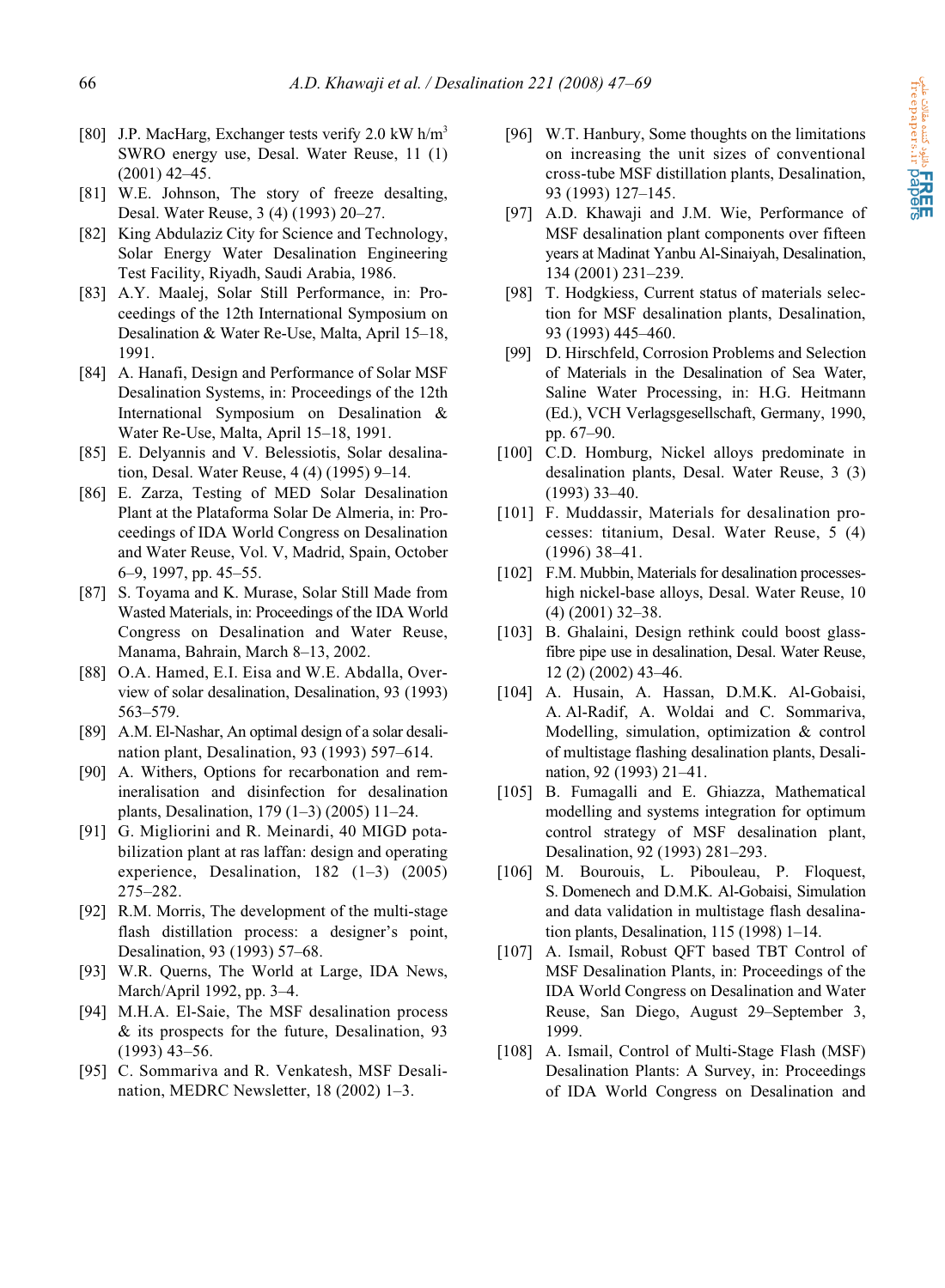[80] J.P. MacHarg, Exchanger tests verify 2.0 kW h/m$^3$ SWRO energy use, Desal. Water Reuse, 11 (1) (2001) 42–45.

[81] W.E. Johnson, The story of freeze desalting, Desal. Water Reuse, 3 (4) (1993) 20–27.

[82] King Abdulaziz City for Science and Technology, Solar Energy Water Desalination Engineering Test Facility, Riyadh, Saudi Arabia, 1986.

[83] A.Y. Maalej, Solar Still Performance, in: Proceedings of the 12th International Symposium on Desalination & Water Re-Use, Malta, April 15–18, 1991.

[84] A. Hanafi, Design and Performance of Solar MSF Desalination Systems, in: Proceedings of the 12th International Symposium on Desalination & Water Re-Use, Malta, April 15–18, 1991.

[85] E. Delyannis and V. Belessiotis, Solar desalination, Desal. Water Reuse, 4 (4) (1995) 9–14.

[86] E. Zarza, Testing of MED Solar Desalination Plant at the Plataforma Solar De Almeria, in: Proceedings of IDA World Congress on Desalination and Water Reuse, Vol. V, Madrid, Spain, October 6–9, 1997, pp. 45–55.

[87] S. Toyama and K. Murase, Solar Still Made from Wasted Materials, in: Proceedings of the IDA World Congress on Desalination and Water Reuse, Manama, Bahrain, March 8–13, 2002.

[88] O.A. Hamed, E.I. Eisa and W.E. Abdalla, Overview of solar desalination, Desalination, 93 (1993) 563–579.

[89] A.M. El-Nashar, An optimal design of a solar desalination plant, Desalination, 93 (1993) 597–614.

[90] A. Withers, Options for recarbonation and remineralisation and disinfection for desalination plants, Desalination, 179 (1–3) (2005) 11–24.

[91] G. Migliorini and R. Meinardi, 40 MIGD potabilization plant at ras laffan: design and operating experience, Desalination, 182 (1–3) (2005) 275–282.

[92] R.M. Morris, The development of the multi-stage flash distillation process: a designer's point, Desalination, 93 (1993) 57–68.

[93] W.R. Querns, The World at Large, IDA News, March/April 1992, pp. 3–4.

[94] M.H.A. El-Saie, The MSF desalination process & its prospects for the future, Desalination, 93 (1993) 43–56.

[95] C. Sommariva and R. Venkatesh, MSF Desalination, MEDRC Newsletter, 18 (2002) 1–3.

[96] W.T. Hanbury, Some thoughts on the limitations on increasing the unit sizes of conventional cross-tube MSF distillation plants, Desalination, 93 (1993) 127–145.

[97] A.D. Khawaji and J.M. Wie, Performance of MSF desalination plant components over fifteen years at Madinat Yanbu Al-Sinaiyah, Desalination, 134 (2001) 231–239.

[98] T. Hodgkiess, Current status of materials selection for MSF desalination plants, Desalination, 93 (1993) 445–460.

[99] D. Hirschfeld, Corrosion Problems and Selection of Materials in the Desalination of Sea Water, Saline Water Processing, in: H.G. Heitmann (Ed.), VCH Verlagsgesellschaft, Germany, 1990, pp. 67–90.

[100] C.D. Homburg, Nickel alloys predominate in desalination plants, Desal. Water Reuse, 3 (3) (1993) 33–40.

[101] F. Muddassir, Materials for desalination processes: titanium, Desal. Water Reuse, 5 (4) (1996) 38–41.

[102] F.M. Mubbin, Materials for desalination processes-high nickel-base alloys, Desal. Water Reuse, 10 (4) (2001) 32–38.

[103] B. Ghalaini, Design rethink could boost glass-fibre pipe use in desalination, Desal. Water Reuse, 12 (2) (2002) 43–46.

[104] A. Husain, A. Hassan, D.M.K. Al-Gobaisi, A. Al-Radif, A. Woldai and C. Sommariva, Modelling, simulation, optimization & control of multistage flashing desalination plants, Desalination, 92 (1993) 21–41.

[105] B. Fumagalli and E. Ghiazza, Mathematical modelling and systems integration for optimum control strategy of MSF desalination plant, Desalination, 92 (1993) 281–293.

[106] M. Bourouis, L. Pibouleau, P. Floquest, S. Domenech and D.M.K. Al-Gobaisi, Simulation and data validation in multistage flash desalination plants, Desalination, 115 (1998) 1–14.

[107] A. Ismail, Robust QFT based TBT Control of MSF Desalination Plants, in: Proceedings of the IDA World Congress on Desalination and Water Reuse, San Diego, August 29–September 3, 1999.

[108] A. Ismail, Control of Multi-Stage Flash (MSF) Desalination Plants: A Survey, in: Proceedings of IDA World Congress on Desalination and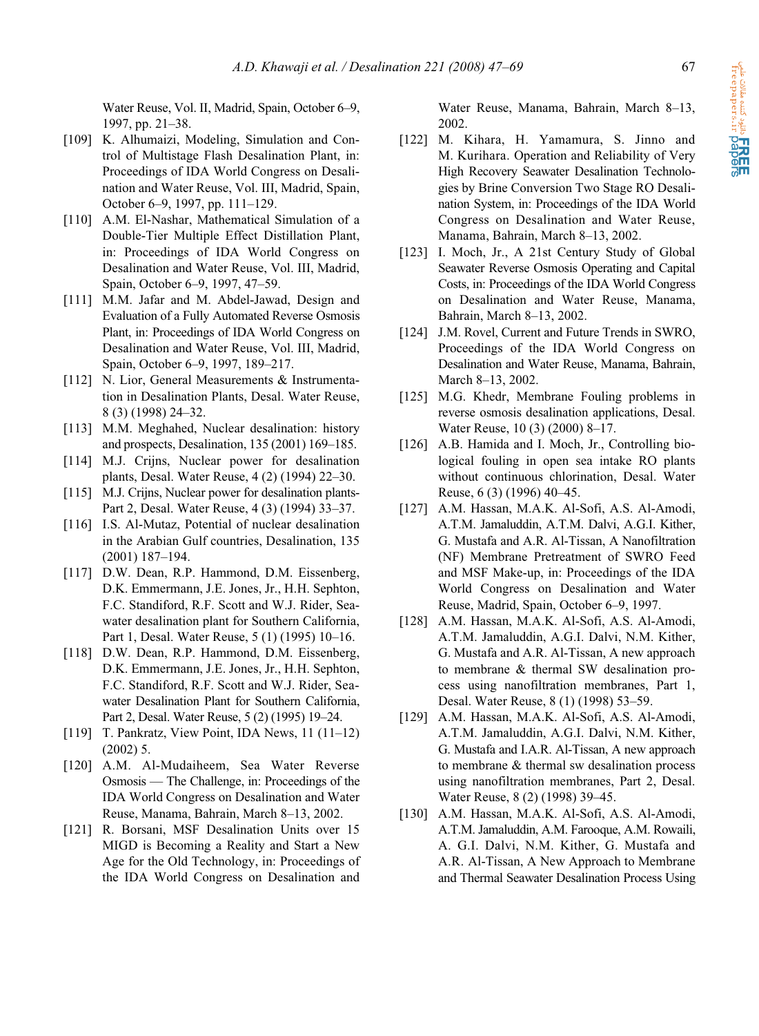Water Reuse, Vol. II, Madrid, Spain, October 6–9, 1997, pp. 21–38.

[109] K. Alhumaizi, Modeling, Simulation and Control of Multistage Flash Desalination Plant, in: Proceedings of IDA World Congress on Desalination and Water Reuse, Vol. III, Madrid, Spain, October 6–9, 1997, pp. 111–129.

[110] A.M. El-Nashar, Mathematical Simulation of a Double-Tier Multiple Effect Distillation Plant, in: Proceedings of IDA World Congress on Desalination and Water Reuse, Vol. III, Madrid, Spain, October 6–9, 1997, 47–59.

[111] M.M. Jafar and M. Abdel-Jawad, Design and Evaluation of a Fully Automated Reverse Osmosis Plant, in: Proceedings of IDA World Congress on Desalination and Water Reuse, Vol. III, Madrid, Spain, October 6–9, 1997, 189–217.

[112] N. Lior, General Measurements & Instrumentation in Desalination Plants, Desal. Water Reuse, 8 (3) (1998) 24–32.

[113] M.M. Meghahed, Nuclear desalination: history and prospects, Desalination, 135 (2001) 169–185.

[114] M.J. Crijns, Nuclear power for desalination plants, Desal. Water Reuse, 4 (2) (1994) 22–30.

[115] M.J. Crijns, Nuclear power for desalination plants-Part 2, Desal. Water Reuse, 4 (3) (1994) 33–37.

[116] I.S. Al-Mutaz, Potential of nuclear desalination in the Arabian Gulf countries, Desalination, 135 (2001) 187–194.

[117] D.W. Dean, R.P. Hammond, D.M. Eissenberg, D.K. Emmermann, J.E. Jones, Jr., H.H. Sephton, F.C. Standiford, R.F. Scott and W.J. Rider, Seawater desalination plant for Southern California, Part 1, Desal. Water Reuse, 5 (1) (1995) 10–16.

[118] D.W. Dean, R.P. Hammond, D.M. Eissenberg, D.K. Emmermann, J.E. Jones, Jr., H.H. Sephton, F.C. Standiford, R.F. Scott and W.J. Rider, Seawater Desalination Plant for Southern California, Part 2, Desal. Water Reuse, 5 (2) (1995) 19–24.

[119] T. Pankratz, View Point, IDA News, 11 (11–12) (2002) 5.

[120] A.M. Al-Mudaiheem, Sea Water Reverse Osmosis — The Challenge, in: Proceedings of the IDA World Congress on Desalination and Water Reuse, Manama, Bahrain, March 8–13, 2002.

[121] R. Borsani, MSF Desalination Units over 15 MIGD is Becoming a Reality and Start a New Age for the Old Technology, in: Proceedings of the IDA World Congress on Desalination and Water Reuse, Manama, Bahrain, March 8–13, 2002.

[122] M. Kihara, H. Yamamura, S. Jinno and M. Kurihara. Operation and Reliability of Very High Recovery Seawater Desalination Technologies by Brine Conversion Two Stage RO Desalination System, in: Proceedings of the IDA World Congress on Desalination and Water Reuse, Manama, Bahrain, March 8–13, 2002.

[123] I. Moch, Jr., A 21st Century Study of Global Seawater Reverse Osmosis Operating and Capital Costs, in: Proceedings of the IDA World Congress on Desalination and Water Reuse, Manama, Bahrain, March 8–13, 2002.

[124] J.M. Rovel, Current and Future Trends in SWRO, Proceedings of the IDA World Congress on Desalination and Water Reuse, Manama, Bahrain, March 8–13, 2002.

[125] M.G. Khedr, Membrane Fouling problems in reverse osmosis desalination applications, Desal. Water Reuse, 10 (3) (2000) 8–17.

[126] A.B. Hamida and I. Moch, Jr., Controlling biological fouling in open sea intake RO plants without continuous chlorination, Desal. Water Reuse, 6 (3) (1996) 40–45.

[127] A.M. Hassan, M.A.K. Al-Sofi, A.S. Al-Amodi, A.T.M. Jamaluddin, A.T.M. Dalvi, A.G.I. Kither, G. Mustafa and A.R. Al-Tissan, A Nanofiltration (NF) Membrane Pretreatment of SWRO Feed and MSF Make-up, in: Proceedings of the IDA World Congress on Desalination and Water Reuse, Madrid, Spain, October 6–9, 1997.

[128] A.M. Hassan, M.A.K. Al-Sofi, A.S. Al-Amodi, A.T.M. Jamaluddin, A.G.I. Dalvi, N.M. Kither, G. Mustafa and A.R. Al-Tissan, A new approach to membrane & thermal SW desalination process using nanofiltration membranes, Part 1, Desal. Water Reuse, 8 (1) (1998) 53–59.

[129] A.M. Hassan, M.A.K. Al-Sofi, A.S. Al-Amodi, A.T.M. Jamaluddin, A.G.I. Dalvi, N.M. Kither, G. Mustafa and I.A.R. Al-Tissan, A new approach to membrane & thermal sw desalination process using nanofiltration membranes, Part 2, Desal. Water Reuse, 8 (2) (1998) 39–45.

[130] A.M. Hassan, M.A.K. Al-Sofi, A.S. Al-Amodi, A.T.M. Jamaluddin, A.M. Farooque, A.M. Rowaili, A. G.I. Dalvi, N.M. Kither, G. Mustafa and A.R. Al-Tissan, A New Approach to Membrane and Thermal Seawater Desalination Process Using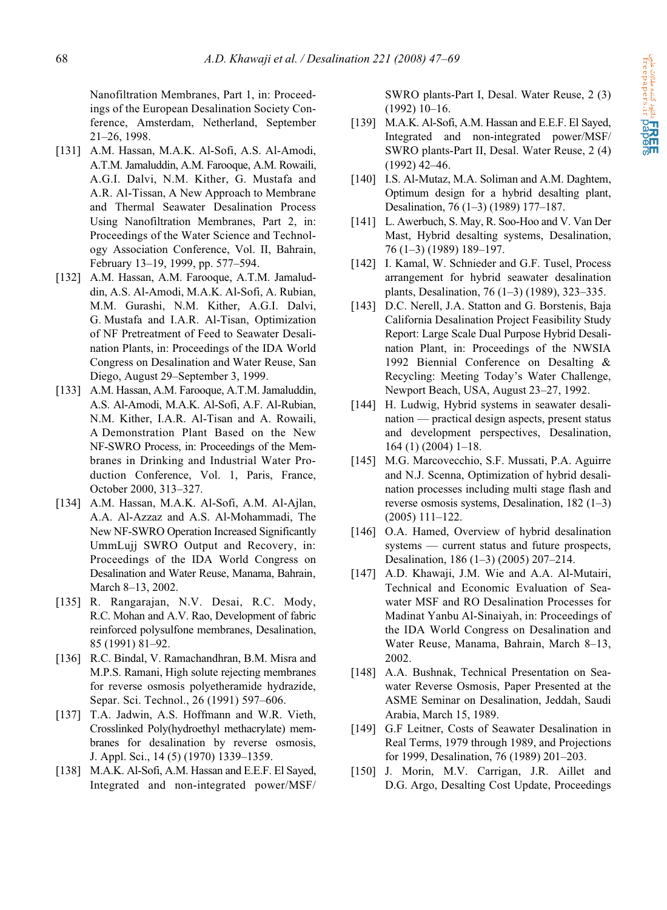Nanofiltration Membranes, Part 1, in: Proceedings of the European Desalination Society Conference, Amsterdam, Netherland, September 21–26, 1998.

[131] A.M. Hassan, M.A.K. Al-Sofi, A.S. Al-Amodi, A.T.M. Jamaluddin, A.M. Farooque, A.M. Rowaili, A.G.I. Dalvi, N.M. Kither, G. Mustafa and A.R. Al-Tissan, A New Approach to Membrane and Thermal Seawater Desalination Process Using Nanofiltration Membranes, Part 2, in: Proceedings of the Water Science and Technology Association Conference, Vol. II, Bahrain, February 13–19, 1999, pp. 577–594.

[132] A.M. Hassan, A.M. Farooque, A.T.M. Jamaluddin, A.S. Al-Amodi, M.A.K. Al-Sofi, A. Rubian, M.M. Gurashi, N.M. Kither, A.G.I. Dalvi, G. Mustafa and I.A.R. Al-Tisan, Optimization of NF Pretreatment of Feed to Seawater Desalination Plants, in: Proceedings of the IDA World Congress on Desalination and Water Reuse, San Diego, August 29–September 3, 1999.

[133] A.M. Hassan, A.M. Farooque, A.T.M. Jamaluddin, A.S. Al-Amodi, M.A.K. Al-Sofi, A.F. Al-Rubian, N.M. Kither, I.A.R. Al-Tisan and A. Rowaili, A Demonstration Plant Based on the New NF-SWRO Process, in: Proceedings of the Membranes in Drinking and Industrial Water Production Conference, Vol. 1, Paris, France, October 2000, 313–327.

[134] A.M. Hassan, M.A.K. Al-Sofi, A.M. Al-Ajlan, A.A. Al-Azzaz and A.S. Al-Mohammadi, The New NF-SWRO Operation Increased Significantly UmmLujj SWRO Output and Recovery, in: Proceedings of the IDA World Congress on Desalination and Water Reuse, Manama, Bahrain, March 8–13, 2002.

[135] R. Rangarajan, N.V. Desai, R.C. Mody, R.C. Mohan and A.V. Rao, Development of fabric reinforced polysulfone membranes, Desalination, 85 (1991) 81–92.

[136] R.C. Bindal, V. Ramachandhran, B.M. Misra and M.P.S. Ramani, High solute rejecting membranes for reverse osmosis polyetheramide hydrazide, Separ. Sci. Technol., 26 (1991) 597–606.

[137] T.A. Jadwin, A.S. Hoffmann and W.R. Vieth, Crosslinked Poly(hydroethyl methacrylate) membranes for desalination by reverse osmosis, J. Appl. Sci., 14 (5) (1970) 1339–1359.

[138] M.A.K. Al-Sofi, A.M. Hassan and E.E.F. El Sayed, Integrated and non-integrated power/MSF/SWRO plants-Part I, Desal. Water Reuse, 2 (3) (1992) 10–16.

[139] M.A.K. Al-Sofi, A.M. Hassan and E.E.F. El Sayed, Integrated and non-integrated power/MSF/SWRO plants-Part II, Desal. Water Reuse, 2 (4) (1992) 42–46.

[140] I.S. Al-Mutaz, M.A. Soliman and A.M. Daghtem, Optimum design for a hybrid desalting plant, Desalination, 76 (1–3) (1989) 177–187.

[141] L. Awerbuch, S. May, R. Soo-Hoo and V. Van Der Mast, Hybrid desalting systems, Desalination, 76 (1–3) (1989) 189–197.

[142] I. Kamal, W. Schnieder and G.F. Tusel, Process arrangement for hybrid seawater desalination plants, Desalination, 76 (1–3) (1989), 323–335.

[143] D.C. Nerell, J.A. Statton and G. Borstenis, Baja California Desalination Project Feasibility Study Report: Large Scale Dual Purpose Hybrid Desalination Plant, in: Proceedings of the NWSIA 1992 Biennial Conference on Desalting & Recycling: Meeting Today's Water Challenge, Newport Beach, USA, August 23–27, 1992.

[144] H. Ludwig, Hybrid systems in seawater desalination — practical design aspects, present status and development perspectives, Desalination, 164 (1) (2004) 1–18.

[145] M.G. Marcovecchio, S.F. Mussati, P.A. Aguirre and N.J. Scenna, Optimization of hybrid desalination processes including multi stage flash and reverse osmosis systems, Desalination, 182 (1–3) (2005) 111–122.

[146] O.A. Hamed, Overview of hybrid desalination systems — current status and future prospects, Desalination, 186 (1–3) (2005) 207–214.

[147] A.D. Khawaji, J.M. Wie and A.A. Al-Mutairi, Technical and Economic Evaluation of Seawater MSF and RO Desalination Processes for Madinat Yanbu Al-Sinaiyah, in: Proceedings of the IDA World Congress on Desalination and Water Reuse, Manama, Bahrain, March 8–13, 2002.

[148] A.A. Bushnak, Technical Presentation on Seawater Reverse Osmosis, Paper Presented at the ASME Seminar on Desalination, Jeddah, Saudi Arabia, March 15, 1989.

[149] G.F Leitner, Costs of Seawater Desalination in Real Terms, 1979 through 1989, and Projections for 1999, Desalination, 76 (1989) 201–203.

[150] J. Morin, M.V. Carrigan, J.R. Aillet and D.G. Argo, Desalting Cost Update, Proceedings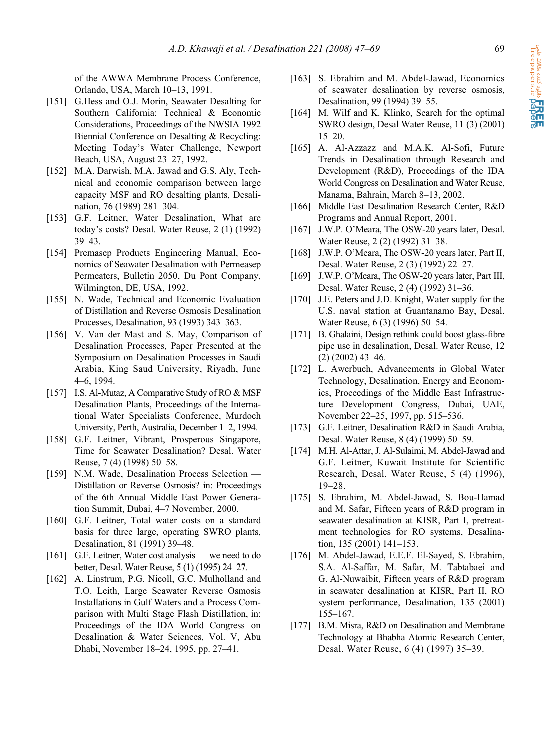of the AWWA Membrane Process Conference, Orlando, USA, March 10–13, 1991.

[151] G.Hess and O.J. Morin, Seawater Desalting for Southern California: Technical & Economic Considerations, Proceedings of the NWSIA 1992 Biennial Conference on Desalting & Recycling: Meeting Today's Water Challenge, Newport Beach, USA, August 23–27, 1992.

[152] M.A. Darwish, M.A. Jawad and G.S. Aly, Technical and economic comparison between large capacity MSF and RO desalting plants, Desalination, 76 (1989) 281–304.

[153] G.F. Leitner, Water Desalination, What are today's costs? Desal. Water Reuse, 2 (1) (1992) 39–43.

[154] Premasep Products Engineering Manual, Economics of Seawater Desalination with Permeasep Permeaters, Bulletin 2050, Du Pont Company, Wilmington, DE, USA, 1992.

[155] N. Wade, Technical and Economic Evaluation of Distillation and Reverse Osmosis Desalination Processes, Desalination, 93 (1993) 343–363.

[156] V. Van der Mast and S. May, Comparison of Desalination Processes, Paper Presented at the Symposium on Desalination Processes in Saudi Arabia, King Saud University, Riyadh, June 4–6, 1994.

[157] I.S. Al-Mutaz, A Comparative Study of RO & MSF Desalination Plants, Proceedings of the International Water Specialists Conference, Murdoch University, Perth, Australia, December 1–2, 1994.

[158] G.F. Leitner, Vibrant, Prosperous Singapore, Time for Seawater Desalination? Desal. Water Reuse, 7 (4) (1998) 50–58.

[159] N.M. Wade, Desalination Process Selection — Distillation or Reverse Osmosis? in: Proceedings of the 6th Annual Middle East Power Generation Summit, Dubai, 4–7 November, 2000.

[160] G.F. Leitner, Total water costs on a standard basis for three large, operating SWRO plants, Desalination, 81 (1991) 39–48.

[161] G.F. Leitner, Water cost analysis — we need to do better, Desal. Water Reuse, 5 (1) (1995) 24–27.

[162] A. Linstrum, P.G. Nicoll, G.C. Mulholland and T.O. Leith, Large Seawater Reverse Osmosis Installations in Gulf Waters and a Process Comparison with Multi Stage Flash Distillation, in: Proceedings of the IDA World Congress on Desalination & Water Sciences, Vol. V, Abu Dhabi, November 18–24, 1995, pp. 27–41.

[163] S. Ebrahim and M. Abdel-Jawad, Economics of seawater desalination by reverse osmosis, Desalination, 99 (1994) 39–55.

[164] M. Wilf and K. Klinko, Search for the optimal SWRO design, Desal Water Reuse, 11 (3) (2001) 15–20.

[165] A. Al-Azzazz and M.A.K. Al-Sofi, Future Trends in Desalination through Research and Development (R&D), Proceedings of the IDA World Congress on Desalination and Water Reuse, Manama, Bahrain, March 8–13, 2002.

[166] Middle East Desalination Research Center, R&D Programs and Annual Report, 2001.

[167] J.W.P. O'Meara, The OSW-20 years later, Desal. Water Reuse, 2 (2) (1992) 31–38.

[168] J.W.P. O'Meara, The OSW-20 years later, Part II, Desal. Water Reuse, 2 (3) (1992) 22–27.

[169] J.W.P. O'Meara, The OSW-20 years later, Part III, Desal. Water Reuse, 2 (4) (1992) 31–36.

[170] J.E. Peters and J.D. Knight, Water supply for the U.S. naval station at Guantanamo Bay, Desal. Water Reuse, 6 (3) (1996) 50–54.

[171] B. Ghalaini, Design rethink could boost glass-fibre pipe use in desalination, Desal. Water Reuse, 12 (2) (2002) 43–46.

[172] L. Awerbuch, Advancements in Global Water Technology, Desalination, Energy and Economics, Proceedings of the Middle East Infrastructure Development Congress, Dubai, UAE, November 22–25, 1997, pp. 515–536.

[173] G.F. Leitner, Desalination R&D in Saudi Arabia, Desal. Water Reuse, 8 (4) (1999) 50–59.

[174] M.H. Al-Attar, J. Al-Sulaimi, M. Abdel-Jawad and G.F. Leitner, Kuwait Institute for Scientific Research, Desal. Water Reuse, 5 (4) (1996), 19–28.

[175] S. Ebrahim, M. Abdel-Jawad, S. Bou-Hamad and M. Safar, Fifteen years of R&D program in seawater desalination at KISR, Part I, pretreatment technologies for RO systems, Desalination, 135 (2001) 141–153.

[176] M. Abdel-Jawad, E.E.F. El-Sayed, S. Ebrahim, S.A. Al-Saffar, M. Safar, M. Tabtabaei and G. Al-Nuwaibit, Fifteen years of R&D program in seawater desalination at KISR, Part II, RO system performance, Desalination, 135 (2001) 155–167.

[177] B.M. Misra, R&D on Desalination and Membrane Technology at Bhabha Atomic Research Center, Desal. Water Reuse, 6 (4) (1997) 35–39.